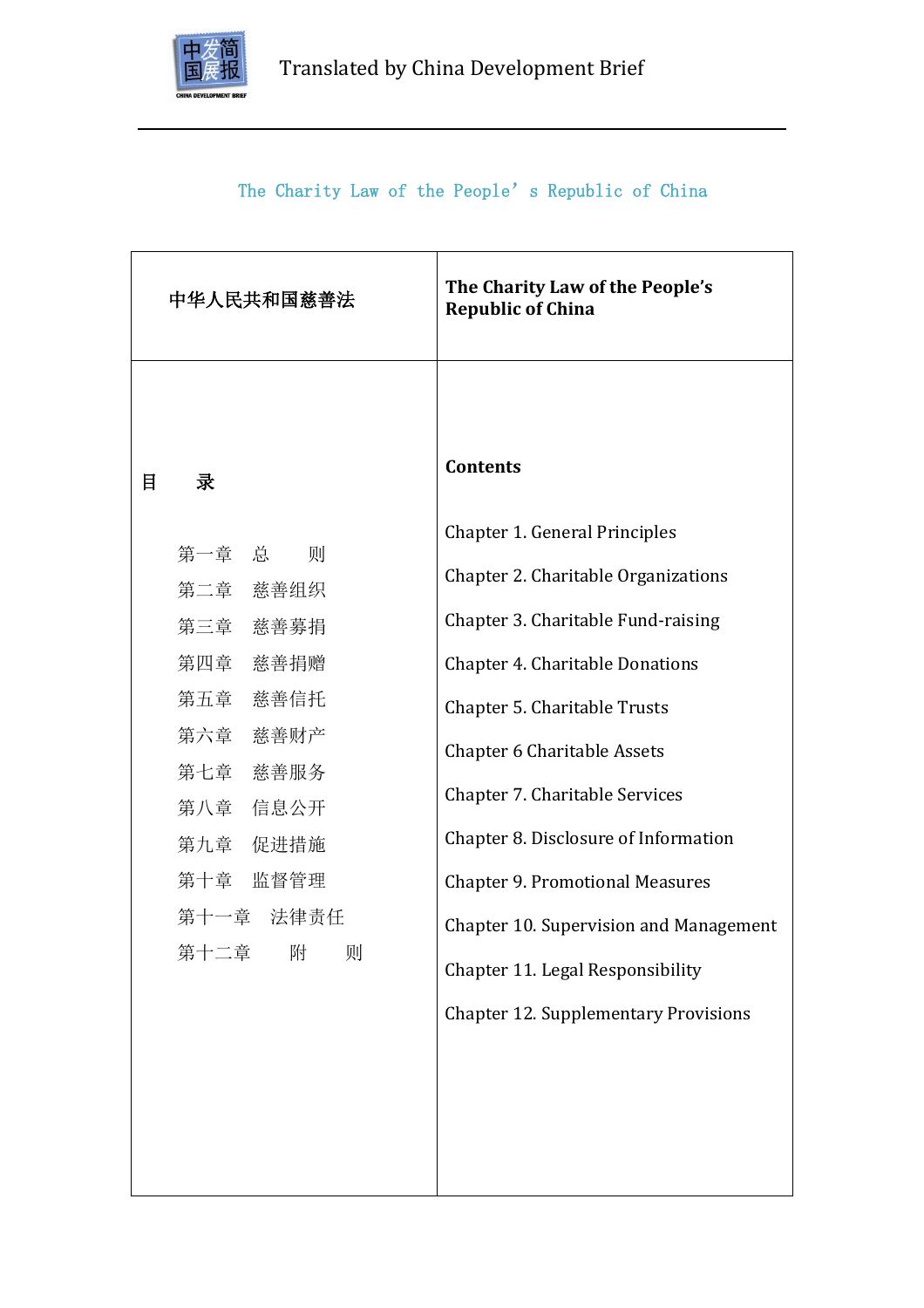# The Charity Law of the People’s Republic of China

| 中华人民共和国慈善法 | The Charity Law of the People’s Republic of China |
| --- | --- |
| 目　　录<br><br>第一章　总　　则<br>第二章　慈善组织<br>第三章　慈善募捐<br>第四章　慈善捐赠<br>第五章　慈善信托<br>第六章　慈善财产<br>第七章　慈善服务<br>第八章　信息公开<br>第九章　促进措施<br>第十章　监督管理<br>第十一章　法律责任<br>第十二章　　附　　则 | **Contents**<br><br>Chapter 1. General Principles<br>Chapter 2. Charitable Organizations<br>Chapter 3. Charitable Fund-raising<br>Chapter 4. Charitable Donations<br>Chapter 5. Charitable Trusts<br>Chapter 6 Charitable Assets<br>Chapter 7. Charitable Services<br>Chapter 8. Disclosure of Information<br>Chapter 9. Promotional Measures<br>Chapter 10. Supervision and Management<br>Chapter 11. Legal Responsibility<br>Chapter 12. Supplementary Provisions |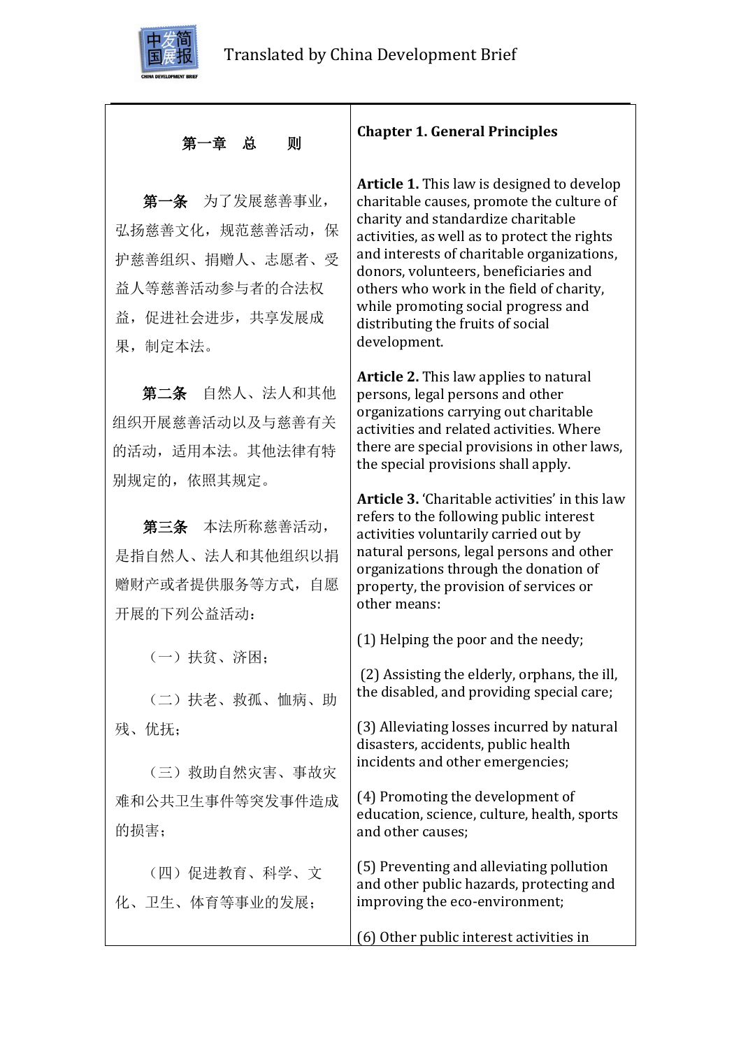| 第一章　总　　则 | Chapter 1. General Principles |
| --- | --- |
| **第一条**　为了发展慈善事业，弘扬慈善文化，规范慈善活动，保护慈善组织、捐赠人、志愿者、受益人等慈善活动参与者的合法权益，促进社会进步，共享发展成果，制定本法。 | **Article 1.** This law is designed to develop charitable causes, promote the culture of charity and standardize charitable activities, as well as to protect the rights and interests of charitable organizations, donors, volunteers, beneficiaries and others who work in the field of charity, while promoting social progress and distributing the fruits of social development. |
| **第二条**　自然人、法人和其他组织开展慈善活动以及与慈善有关的活动，适用本法。其他法律有特别规定的，依照其规定。 | **Article 2.** This law applies to natural persons, legal persons and other organizations carrying out charitable activities and related activities. Where there are special provisions in other laws, the special provisions shall apply. |
| **第三条**　本法所称慈善活动，是指自然人、法人和其他组织以捐赠财产或者提供服务等方式，自愿开展的下列公益活动： | **Article 3.** 'Charitable activities' in this law refer to the following public interest activities voluntarily carried out by natural persons, legal persons and other organizations through the donation of property, the provision of services or other means: |
| （一）扶贫、济困； | (1) Helping the poor and the needy; |
| （二）扶老、救孤、恤病、助残、优抚； | (2) Assisting the elderly, orphans, the ill, the disabled, and providing special care; |
| （三）救助自然灾害、事故灾难和公共卫生事件等突发事件造成的损害； | (3) Alleviating losses incurred by natural disasters, accidents, public health incidents and other emergencies; |
| （四）促进教育、科学、文化、卫生、体育等事业的发展； | (4) Promoting the development of education, science, culture, health, sports and other causes; |
| | (5) Preventing and alleviating pollution and other public hazards, protecting and improving the eco-environment; |
| | (6) Other public interest activities in |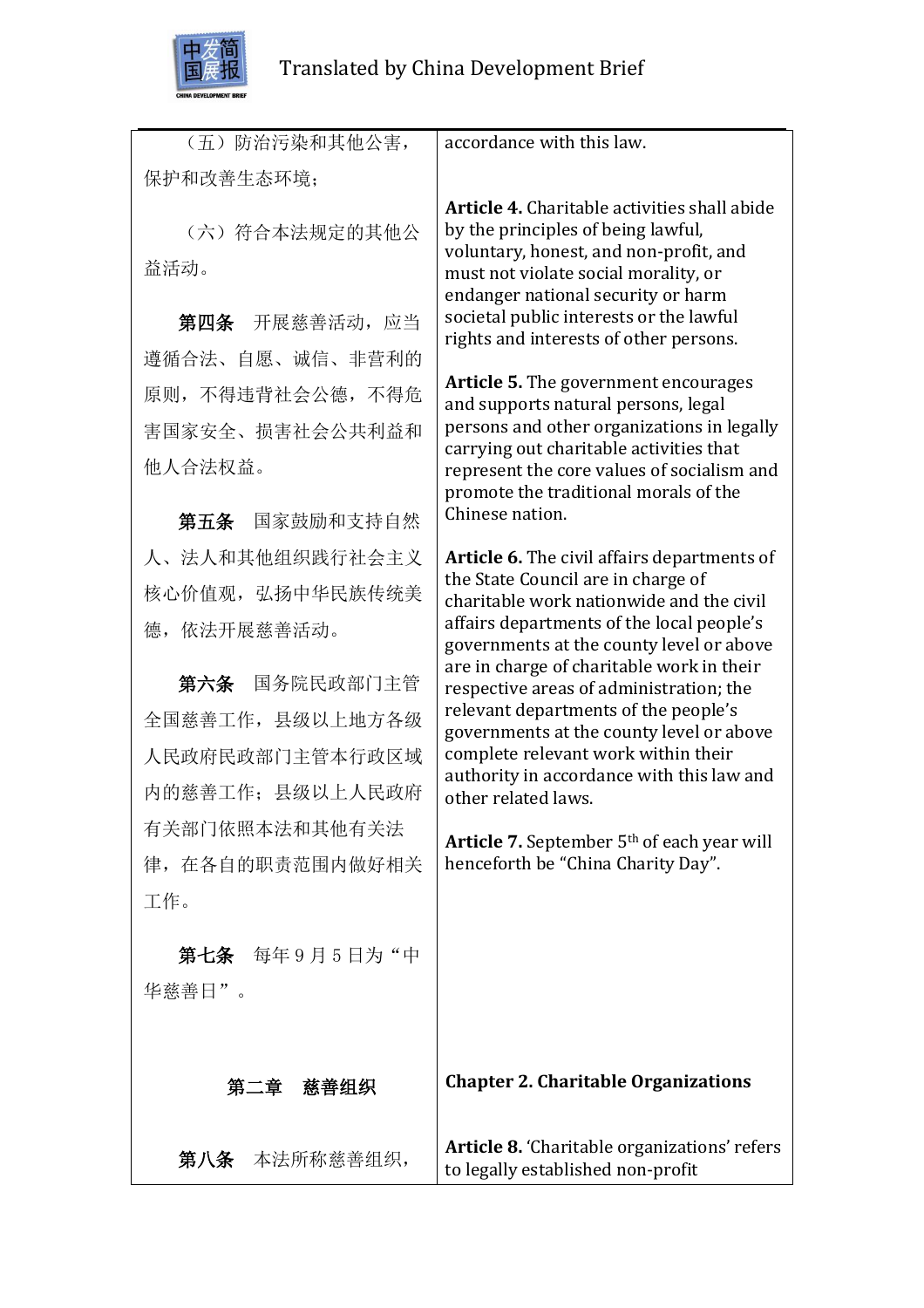| | |
|---|---|
| （五）防治污染和其他公害，保护和改善生态环境； | accordance with this law. |
| （六）符合本法规定的其他公益活动。 | |
| **第四条** 开展慈善活动，应当遵循合法、自愿、诚信、非营利的原则，不得违背社会公德，不得危害国家安全、损害社会公共利益和他人合法权益。 | **Article 4.** Charitable activities shall abide by the principles of being lawful, voluntary, honest, and non-profit, and must not violate social morality, or endanger national security or harm societal public interests or the lawful rights and interests of other persons. |
| **第五条** 国家鼓励和支持自然人、法人和其他组织践行社会主义核心价值观，弘扬中华民族传统美德，依法开展慈善活动。 | **Article 5.** The government encourages and supports natural persons, legal persons and other organizations in legally carrying out charitable activities that represent the core values of socialism and promote the traditional morals of the Chinese nation. |
| **第六条** 国务院民政部门主管全国慈善工作，县级以上地方各级人民政府民政部门主管本行政区域内的慈善工作；县级以上人民政府有关部门依照本法和其他有关法律，在各自的职责范围内做好相关工作。 | **Article 6.** The civil affairs departments of the State Council are in charge of charitable work nationwide and the civil affairs departments of the local people's governments at the county level or above are in charge of charitable work in their respective areas of administration; the relevant departments of the people's governments at the county level or above complete relevant work within their authority in accordance with this law and other related laws. |
| **第七条** 每年9月5日为"中华慈善日"。 | **Article 7.** September 5th of each year will henceforth be "China Charity Day". |
| **第二章 慈善组织** | **Chapter 2. Charitable Organizations** |
| **第八条** 本法所称慈善组织， | **Article 8.** 'Charitable organizations' refers to legally established non-profit |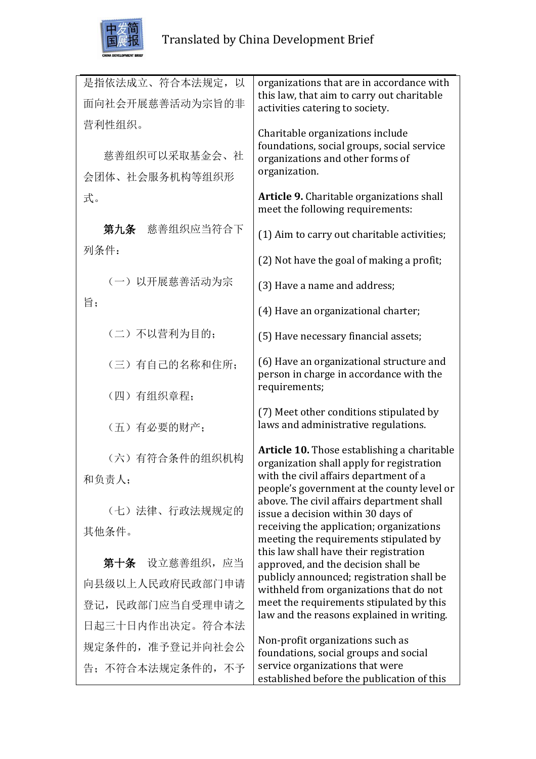| 是指依法成立、符合本法规定，以面向社会开展慈善活动为宗旨的非营利性组织。<br><br>慈善组织可以采取基金会、社会团体、社会服务机构等组织形式。<br><br>**第九条** 慈善组织应当符合下列条件：<br><br>（一）以开展慈善活动为宗旨；<br><br>（二）不以营利为目的；<br><br>（三）有自己的名称和住所；<br><br>（四）有组织章程；<br><br>（五）有必要的财产；<br><br>（六）有符合条件的组织机构和负责人；<br><br>（七）法律、行政法规规定的其他条件。<br><br>**第十条** 设立慈善组织，应当向县级以上人民政府民政部门申请登记，民政部门应当自受理申请之日起三十日内作出决定。符合本法规定条件的，准予登记并向社会公告；不符合本法规定条件的，不予 | organizations that are in accordance with this law, that aim to carry out charitable activities catering to society.<br><br>Charitable organizations include foundations, social groups, social service organizations and other forms of organization.<br><br>**Article 9.** Charitable organizations shall meet the following requirements:<br><br>(1) Aim to carry out charitable activities;<br><br>(2) Not have the goal of making a profit;<br><br>(3) Have a name and address;<br><br>(4) Have an organizational charter;<br><br>(5) Have necessary financial assets;<br><br>(6) Have an organizational structure and person in charge in accordance with the requirements;<br><br>(7) Meet other conditions stipulated by laws and administrative regulations.<br><br>**Article 10.** Those establishing a charitable organization shall apply for registration with the civil affairs department of a people's government at the county level or above. The civil affairs department shall issue a decision within 30 days of receiving the application; organizations meeting the requirements stipulated by this law shall have their registration approved, and the decision shall be publicly announced; registration shall be withheld from organizations that do not meet the requirements stipulated by this law and the reasons explained in writing.<br><br>Non-profit organizations such as foundations, social groups and social service organizations that were established before the publication of this |
|---|---|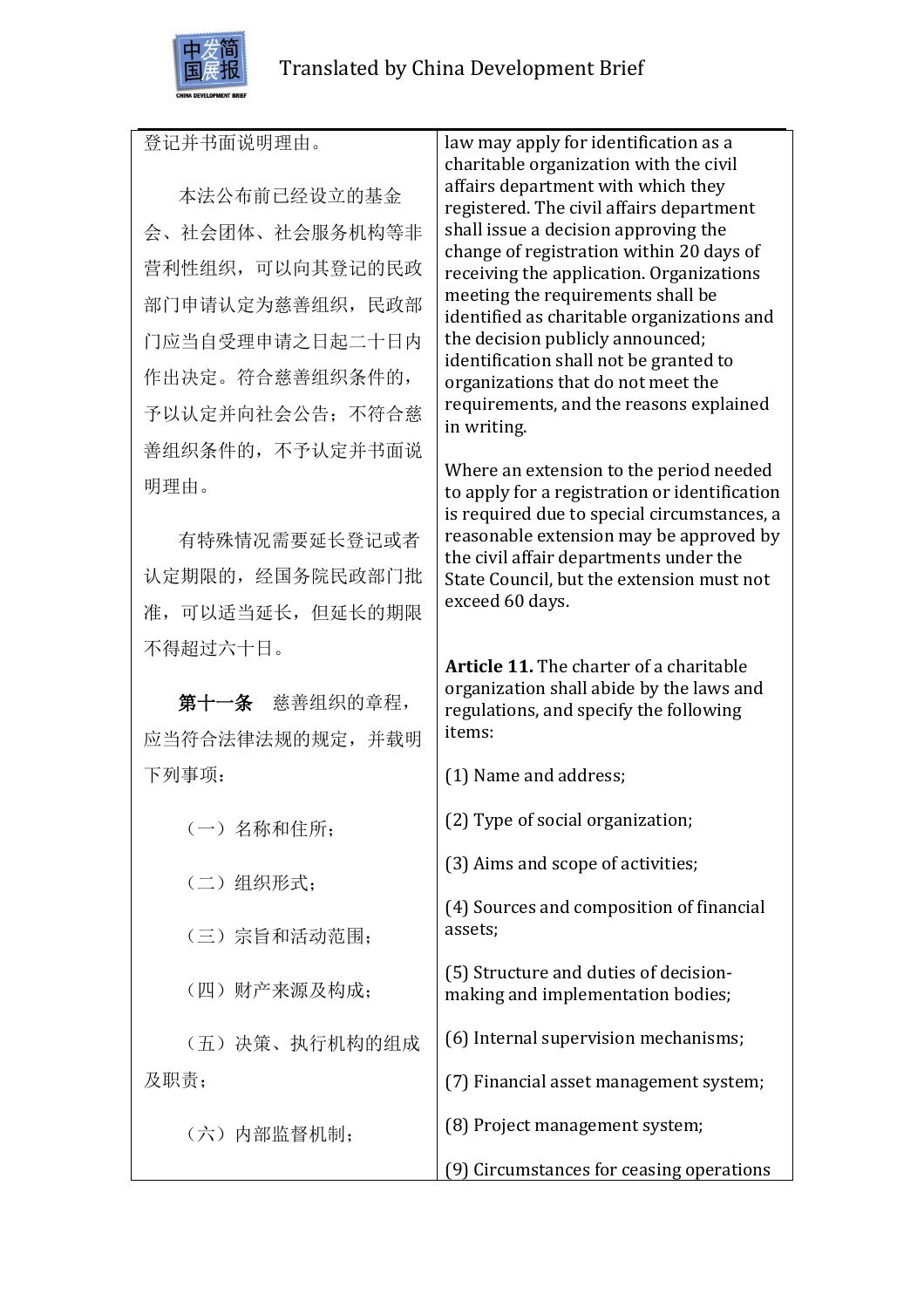| | |
|---|---|
| 登记并书面说明理由。 | law may apply for identification as a charitable organization with the civil affairs department with which they registered. The civil affairs department shall issue a decision approving the change of registration within 20 days of receiving the application. Organizations meeting the requirements shall be identified as charitable organizations and the decision publicly announced; identification shall not be granted to organizations that do not meet the requirements, and the reasons explained in writing. |
| 本法公布前已经设立的基金会、社会团体、社会服务机构等非营利性组织，可以向其登记的民政部门申请认定为慈善组织，民政部门应当自受理申请之日起二十日内作出决定。符合慈善组织条件的，予以认定并向社会公告；不符合慈善组织条件的，不予认定并书面说明理由。 | |
| 有特殊情况需要延长登记或者认定期限的，经国务院民政部门批准，可以适当延长，但延长的期限不得超过六十日。 | Where an extension to the period needed to apply for a registration or identification is required due to special circumstances, a reasonable extension may be approved by the civil affair departments under the State Council, but the extension must not exceed 60 days. |
| **第十一条** 慈善组织的章程，应当符合法律法规的规定，并载明下列事项： | **Article 11.** The charter of a charitable organization shall abide by the laws and regulations, and specify the following items: |
| （一）名称和住所； | (1) Name and address; |
| （二）组织形式； | (2) Type of social organization; |
| （三）宗旨和活动范围； | (3) Aims and scope of activities; |
| （四）财产来源及构成； | (4) Sources and composition of financial assets; |
| （五）决策、执行机构的组成及职责； | (5) Structure and duties of decision-making and implementation bodies; |
| （六）内部监督机制； | (6) Internal supervision mechanisms; |
| | (7) Financial asset management system; |
| | (8) Project management system; |
| | (9) Circumstances for ceasing operations |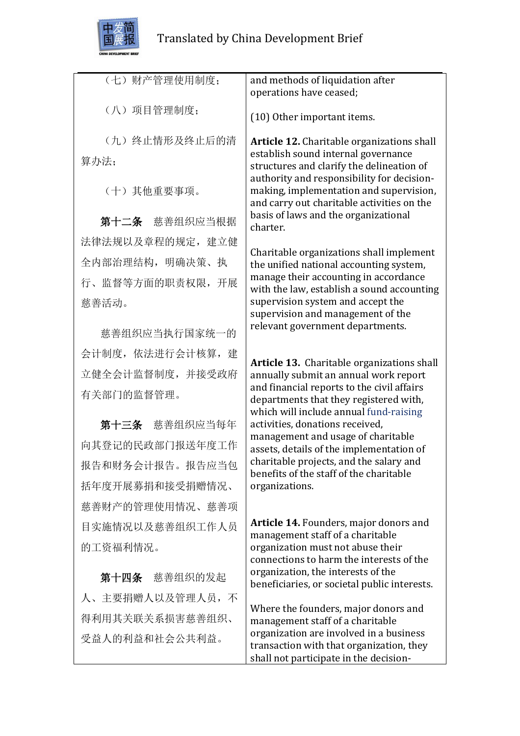| | |
|---|---|
| （七）财产管理使用制度；<br><br>（八）项目管理制度；<br><br>（九）终止情形及终止后的清算办法；<br><br>（十）其他重要事项。 | and methods of liquidation after operations have ceased;<br><br>(10) Other important items. |
| **第十二条**　慈善组织应当根据法律法规以及章程的规定，建立健全内部治理结构，明确决策、执行、监督等方面的职责权限，开展慈善活动。<br><br>慈善组织应当执行国家统一的会计制度，依法进行会计核算，建立健全会计监督制度，并接受政府有关部门的监督管理。 | **Article 12.** Charitable organizations shall establish sound internal governance structures and clarify the delineation of authority and responsibility for decision-making, implementation and supervision, and carry out charitable activities on the basis of laws and the organizational charter.<br><br>Charitable organizations shall implement the unified national accounting system, manage their accounting in accordance with the law, establish a sound accounting supervision system and accept the supervision and management of the relevant government departments. |
| **第十三条**　慈善组织应当每年向其登记的民政部门报送年度工作报告和财务会计报告。报告应当包括年度开展募捐和接受捐赠情况、慈善财产的管理使用情况、慈善项目实施情况以及慈善组织工作人员的工资福利情况。 | **Article 13.** Charitable organizations shall annually submit an annual work report and financial reports to the civil affairs departments that they registered with, which will include annual fund-raising activities, donations received, management and usage of charitable assets, details of the implementation of charitable projects, and the salary and benefits of the staff of the charitable organizations. |
| **第十四条**　慈善组织的发起人、主要捐赠人以及管理人员，不得利用其关联关系损害慈善组织、受益人的利益和社会公共利益。 | **Article 14.** Founders, major donors and management staff of a charitable organization must not abuse their connections to harm the interests of the organization, the interests of the beneficiaries, or societal public interests.<br><br>Where the founders, major donors and management staff of a charitable organization are involved in a business transaction with that organization, they shall not participate in the decision- |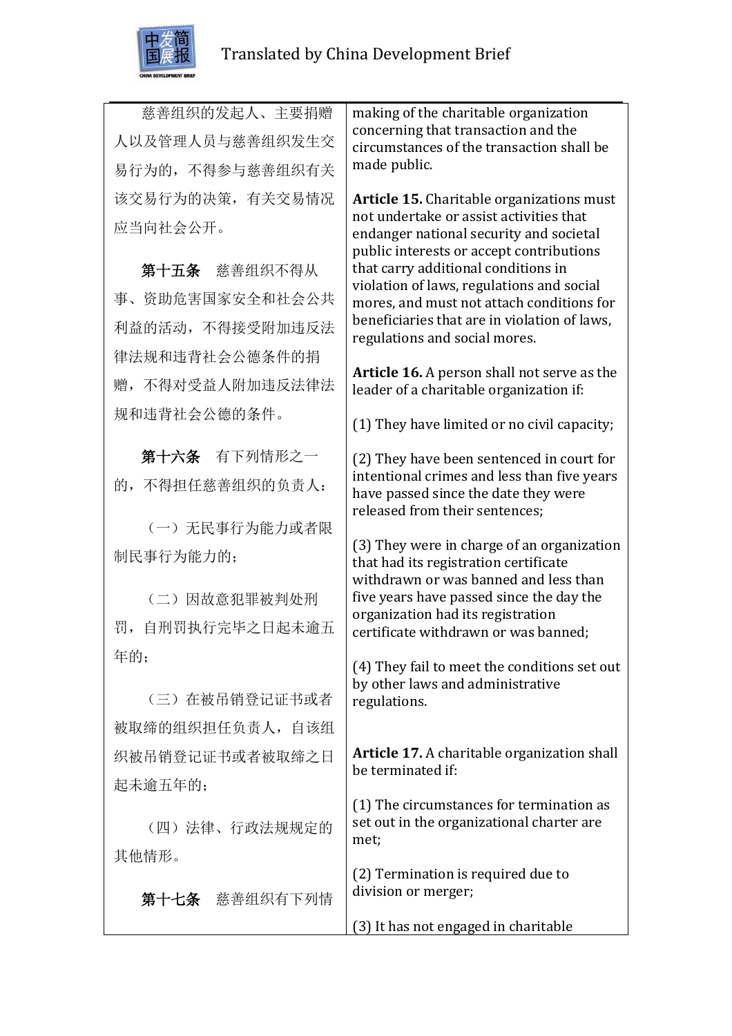| 慈善组织的发起人、主要捐赠人以及管理人员与慈善组织发生交易行为的，不得参与慈善组织有关该交易行为的决策，有关交易情况应当向社会公开。 | making of the charitable organization concerning that transaction and the circumstances of the transaction shall be made public. |
|---|---|
| **第十五条** 慈善组织不得从事、资助危害国家安全和社会公共利益的活动，不得接受附加违反法律法规和违背社会公德条件的捐赠，不得对受益人附加违反法律法规和违背社会公德的条件。 | **Article 15.** Charitable organizations must not undertake or assist activities that endanger national security and societal public interests or accept contributions that carry additional conditions in violation of laws, regulations and social mores, and must not attach conditions for beneficiaries that are in violation of laws, regulations and social mores. |
| **第十六条** 有下列情形之一的，不得担任慈善组织的负责人： | **Article 16.** A person shall not serve as the leader of a charitable organization if: |
| （一）无民事行为能力或者限制民事行为能力的； | (1) They have limited or no civil capacity; |
| （二）因故意犯罪被判处刑罚，自刑罚执行完毕之日起未逾五年的； | (2) They have been sentenced in court for intentional crimes and less than five years have passed since the date they were released from their sentences; |
| （三）在被吊销登记证书或者被取缔的组织担任负责人，自该组织被吊销登记证书或者被取缔之日起未逾五年的； | (3) They were in charge of an organization that had its registration certificate withdrawn or was banned and less than five years have passed since the day the organization had its registration certificate withdrawn or was banned; |
| （四）法律、行政法规规定的其他情形。 | (4) They fail to meet the conditions set out by other laws and administrative regulations. |
| **第十七条** 慈善组织有下列情 | **Article 17.** A charitable organization shall be terminated if: |
| | (1) The circumstances for termination as set out in the organizational charter are met; |
| | (2) Termination is required due to division or merger; |
| | (3) It has not engaged in charitable |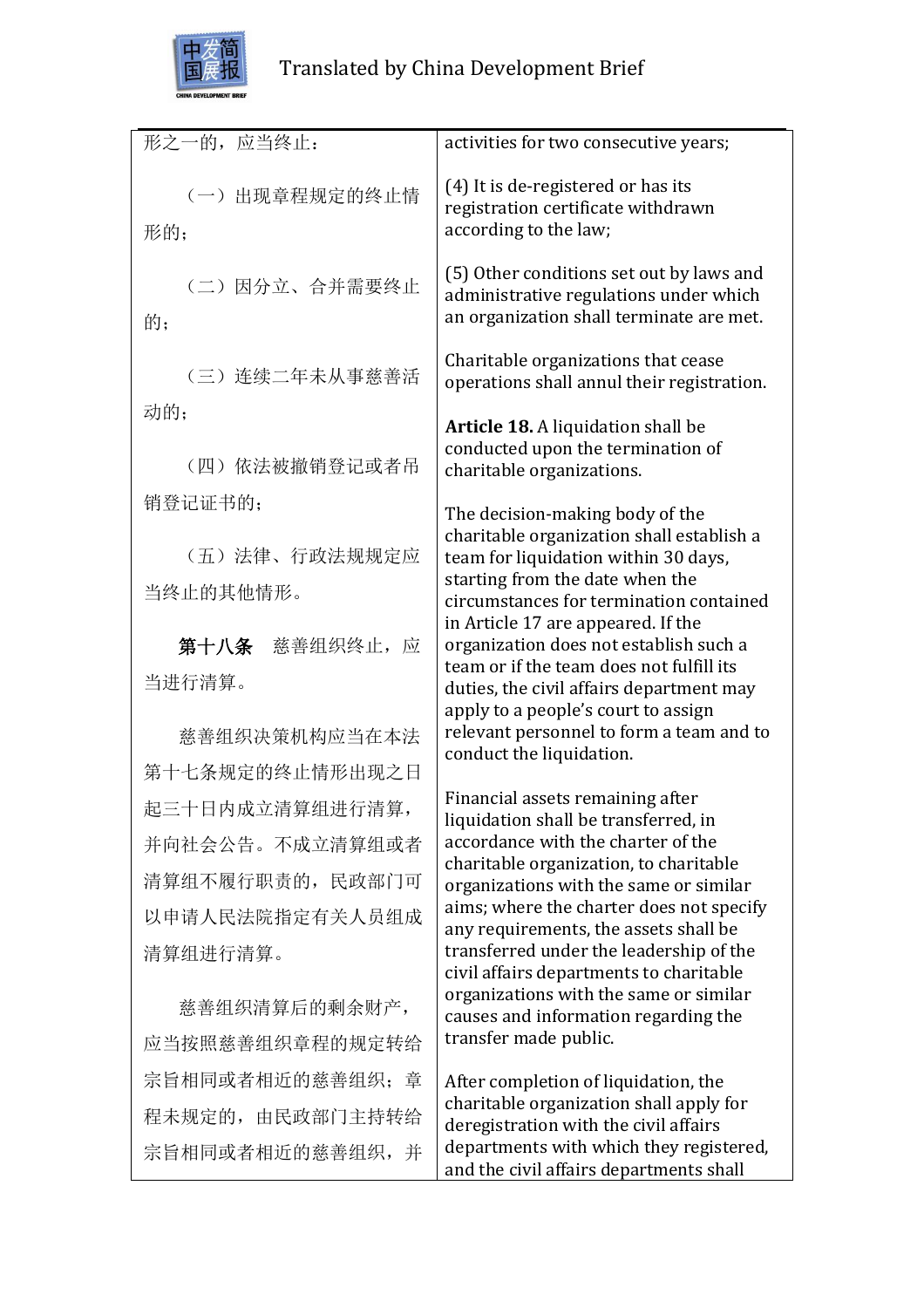| 形之一的，应当终止：<br><br>（一）出现章程规定的终止情形的；<br><br>（二）因分立、合并需要终止的；<br><br>（三）连续二年未从事慈善活动的；<br><br>（四）依法被撤销登记或者吊销登记证书的；<br><br>（五）法律、行政法规规定应当终止的其他情形。<br><br>**第十八条**　慈善组织终止，应当进行清算。<br><br>慈善组织决策机构应当在本法第十七条规定的终止情形出现之日起三十日内成立清算组进行清算，并向社会公告。不成立清算组或者清算组不履行职责的，民政部门可以申请人民法院指定有关人员组成清算组进行清算。<br><br>慈善组织清算后的剩余财产，应当按照慈善组织章程的规定转给宗旨相同或者相近的慈善组织；章程未规定的，由民政部门主持转给宗旨相同或者相近的慈善组织，并 | activities for two consecutive years;<br><br>(4) It is de-registered or has its registration certificate withdrawn according to the law;<br><br>(5) Other conditions set out by laws and administrative regulations under which an organization shall terminate are met.<br><br>Charitable organizations that cease operations shall annul their registration.<br><br>**Article 18.** A liquidation shall be conducted upon the termination of charitable organizations.<br><br>The decision-making body of the charitable organization shall establish a team for liquidation within 30 days, starting from the date when the circumstances for termination contained in Article 17 are appeared. If the organization does not establish such a team or if the team does not fulfill its duties, the civil affairs department may apply to a people's court to assign relevant personnel to form a team and to conduct the liquidation.<br><br>Financial assets remaining after liquidation shall be transferred, in accordance with the charter of the charitable organization, to charitable organizations with the same or similar aims; where the charter does not specify any requirements, the assets shall be transferred under the leadership of the civil affairs departments to charitable organizations with the same or similar causes and information regarding the transfer made public.<br><br>After completion of liquidation, the charitable organization shall apply for deregistration with the civil affairs departments with which they registered, and the civil affairs departments shall |
|---|---|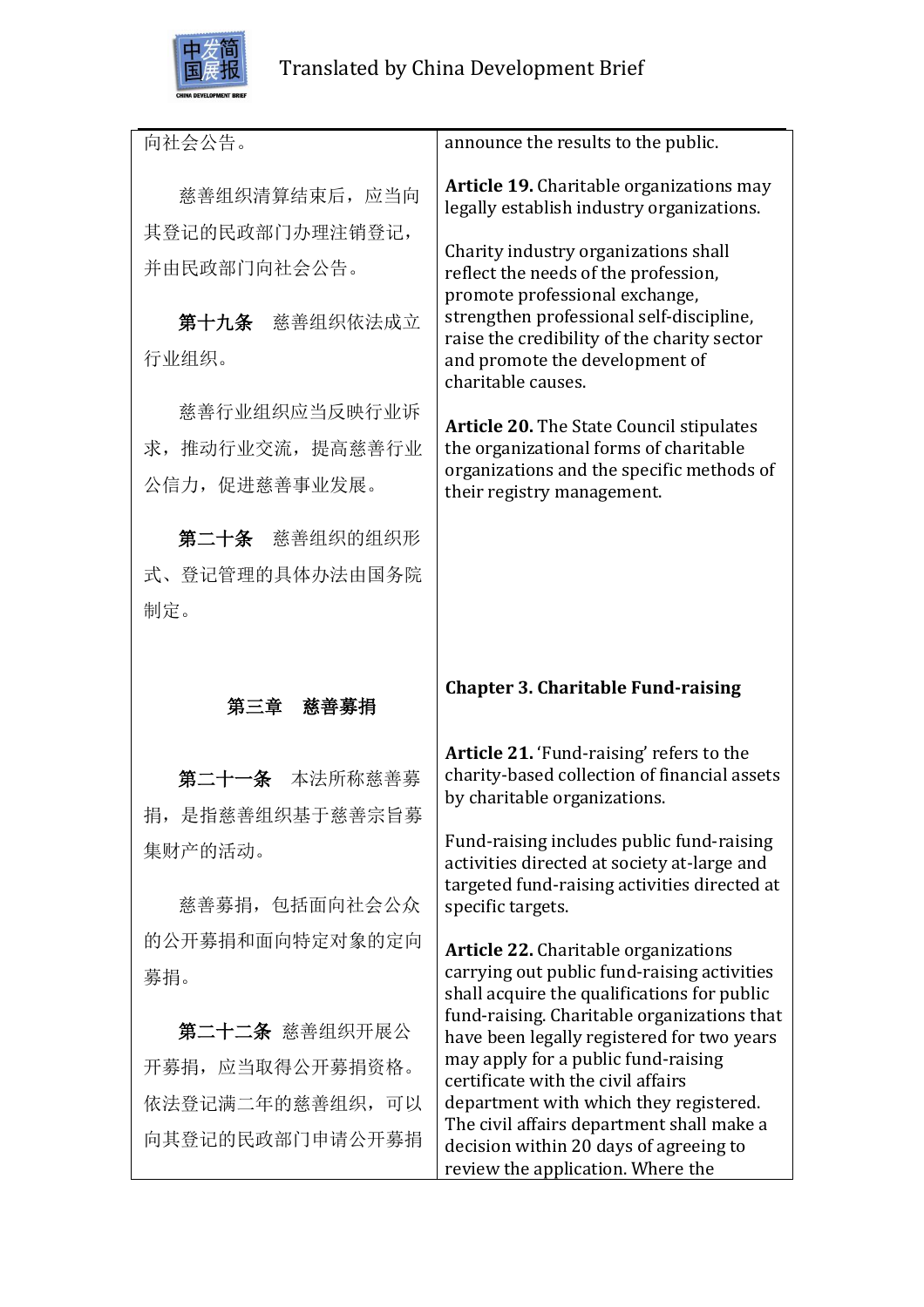| | |
|---|---|
| 向社会公告。 | announce the results to the public. |
| 慈善组织清算结束后，应当向其登记的民政部门办理注销登记，并由民政部门向社会公告。 | |
| **第十九条** 慈善组织依法成立行业组织。 | **Article 19.** Charitable organizations may legally establish industry organizations. |
| 慈善行业组织应当反映行业诉求，推动行业交流，提高慈善行业公信力，促进慈善事业发展。 | Charity industry organizations shall reflect the needs of the profession, promote professional exchange, strengthen professional self-discipline, raise the credibility of the charity sector and promote the development of charitable causes. |
| **第二十条** 慈善组织的组织形式、登记管理的具体办法由国务院制定。 | **Article 20.** The State Council stipulates the organizational forms of charitable organizations and the specific methods of their registry management. |
| **第三章　慈善募捐** | **Chapter 3. Charitable Fund-raising** |
| **第二十一条** 本法所称慈善募捐，是指慈善组织基于慈善宗旨募集财产的活动。 | **Article 21.** 'Fund-raising' refers to the charity-based collection of financial assets by charitable organizations. |
| 慈善募捐，包括面向社会公众的公开募捐和面向特定对象的定向募捐。 | Fund-raising includes public fund-raising activities directed at society at-large and targeted fund-raising activities directed at specific targets. |
| **第二十二条** 慈善组织开展公开募捐，应当取得公开募捐资格。依法登记满二年的慈善组织，可以向其登记的民政部门申请公开募捐 | **Article 22.** Charitable organizations carrying out public fund-raising activities shall acquire the qualifications for public fund-raising. Charitable organizations that have been legally registered for two years may apply for a public fund-raising certificate with the civil affairs department with which they registered. The civil affairs department shall make a decision within 20 days of agreeing to review the application. Where the |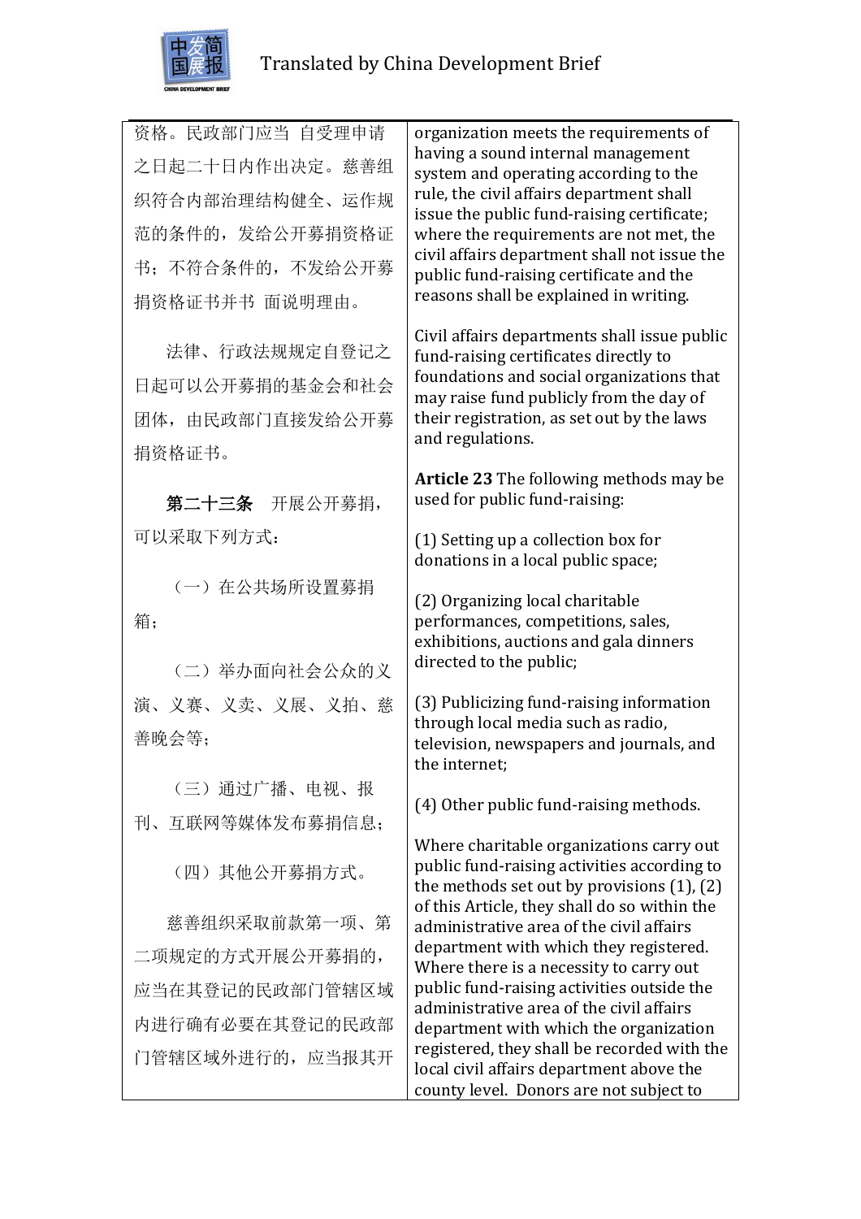| | |
|---|---|
| 资格。民政部门应当 自受理申请之日起二十日内作出决定。慈善组织符合内部治理结构健全、运作规范的条件的，发给公开募捐资格证书；不符合条件的，不发给公开募捐资格证书并书 面说明理由。 | organization meets the requirements of having a sound internal management system and operating according to the rule, the civil affairs department shall issue the public fund-raising certificate; where the requirements are not met, the civil affairs department shall not issue the public fund-raising certificate and the reasons shall be explained in writing. |
| 法律、行政法规规定自登记之日起可以公开募捐的基金会和社会团体，由民政部门直接发给公开募捐资格证书。 | Civil affairs departments shall issue public fund-raising certificates directly to foundations and social organizations that may raise fund publicly from the day of their registration, as set out by the laws and regulations. |
| **第二十三条** 开展公开募捐，可以采取下列方式： | **Article 23** The following methods may be used for public fund-raising: |
| （一）在公共场所设置募捐箱； | (1) Setting up a collection box for donations in a local public space; |
| （二）举办面向社会公众的义演、义赛、义卖、义展、义拍、慈善晚会等； | (2) Organizing local charitable performances, competitions, sales, exhibitions, auctions and gala dinners directed to the public; |
| （三）通过广播、电视、报刊、互联网等媒体发布募捐信息； | (3) Publicizing fund-raising information through local media such as radio, television, newspapers and journals, and the internet; |
| （四）其他公开募捐方式。 | (4) Other public fund-raising methods. |
| 慈善组织采取前款第一项、第二项规定的方式开展公开募捐的，应当在其登记的民政部门管辖区域内进行确有必要在其登记的民政部门管辖区域外进行的，应当报其开 | Where charitable organizations carry out public fund-raising activities according to the methods set out by provisions (1), (2) of this Article, they shall do so within the administrative area of the civil affairs department with which they registered. Where there is a necessity to carry out public fund-raising activities outside the administrative area of the civil affairs department with which the organization registered, they shall be recorded with the local civil affairs department above the county level. Donors are not subject to |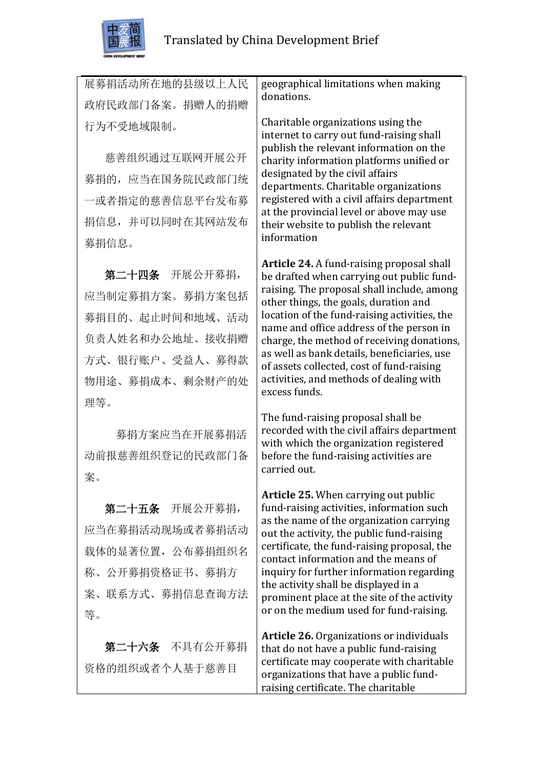| | |
|---|---|
| 展募捐活动所在地的县级以上人民政府民政部门备案。捐赠人的捐赠行为不受地域限制。 | geographical limitations when making donations. |
| 慈善组织通过互联网开展公开募捐的，应当在国务院民政部门统一或者指定的慈善信息平台发布募捐信息，并可以同时在其网站发布募捐信息。 | Charitable organizations using the internet to carry out fund-raising shall publish the relevant information on the charity information platforms unified or designated by the civil affairs departments. Charitable organizations registered with a civil affairs department at the provincial level or above may use their website to publish the relevant information |
| **第二十四条**　开展公开募捐，应当制定募捐方案。募捐方案包括募捐目的、起止时间和地域、活动负责人姓名和办公地址、接收捐赠方式、银行账户、受益人、募得款物用途、募捐成本、剩余财产的处理等。 | **Article 24.** A fund-raising proposal shall be drafted when carrying out public fund-raising. The proposal shall include, among other things, the goals, duration and location of the fund-raising activities, the name and office address of the person in charge, the method of receiving donations, as well as bank details, beneficiaries, use of assets collected, cost of fund-raising activities, and methods of dealing with excess funds. |
| 募捐方案应当在开展募捐活动前报慈善组织登记的民政部门备案。 | The fund-raising proposal shall be recorded with the civil affairs department with which the organization registered before the fund-raising activities are carried out. |
| **第二十五条**　开展公开募捐，应当在募捐活动现场或者募捐活动载体的显著位置，公布募捐组织名称、公开募捐资格证书、募捐方案、联系方式、募捐信息查询方法等。 | **Article 25.** When carrying out public fund-raising activities, information such as the name of the organization carrying out the activity, the public fund-raising certificate, the fund-raising proposal, the contact information and the means of inquiry for further information regarding the activity shall be displayed in a prominent place at the site of the activity or on the medium used for fund-raising. |
| **第二十六条**　不具有公开募捐资格的组织或者个人基于慈善目 | **Article 26.** Organizations or individuals that do not have a public fund-raising certificate may cooperate with charitable organizations that have a public fund-raising certificate. The charitable |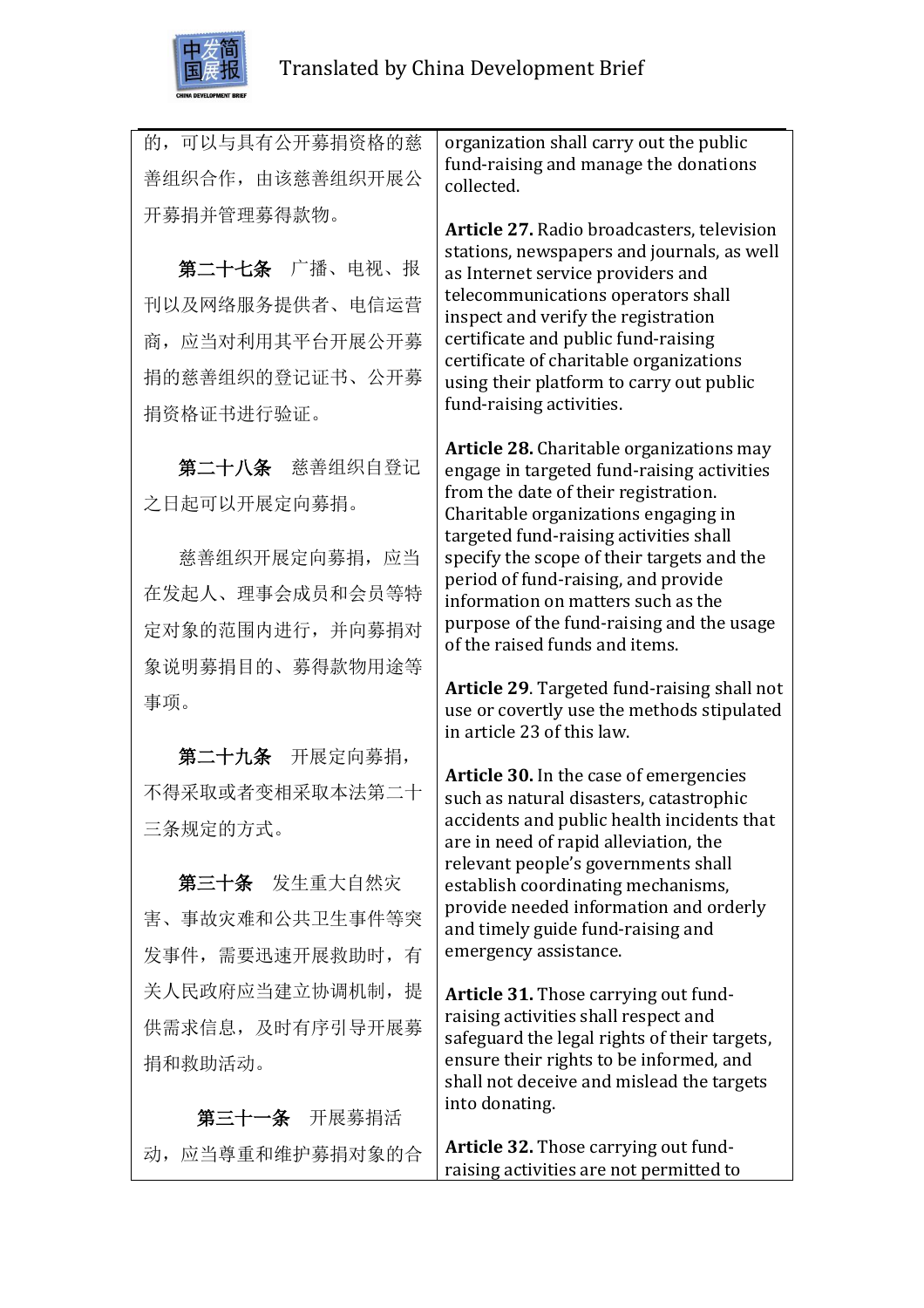| 的，可以与具有公开募捐资格的慈善组织合作，由该慈善组织开展公开募捐并管理募得款物。 | organization shall carry out the public fund-raising and manage the donations collected. |
|---|---|
| **第二十七条** 广播、电视、报刊以及网络服务提供者、电信运营商，应当对利用其平台开展公开募捐的慈善组织的登记证书、公开募捐资格证书进行验证。 | **Article 27.** Radio broadcasters, television stations, newspapers and journals, as well as Internet service providers and telecommunications operators shall inspect and verify the registration certificate and public fund-raising certificate of charitable organizations using their platform to carry out public fund-raising activities. |
| **第二十八条** 慈善组织自登记之日起可以开展定向募捐。<br><br>慈善组织开展定向募捐，应当在发起人、理事会成员和会员等特定对象的范围内进行，并向募捐对象说明募捐目的、募得款物用途等事项。 | **Article 28.** Charitable organizations may engage in targeted fund-raising activities from the date of their registration. Charitable organizations engaging in targeted fund-raising activities shall specify the scope of their targets and the period of fund-raising, and provide information on matters such as the purpose of the fund-raising and the usage of the raised funds and items. |
| **第二十九条** 开展定向募捐，不得采取或者变相采取本法第二十三条规定的方式。 | **Article 29**. Targeted fund-raising shall not use or covertly use the methods stipulated in article 23 of this law. |
| **第三十条** 发生重大自然灾害、事故灾难和公共卫生事件等突发事件，需要迅速开展救助时，有关人民政府应当建立协调机制，提供需求信息，及时有序引导开展募捐和救助活动。 | **Article 30.** In the case of emergencies such as natural disasters, catastrophic accidents and public health incidents that are in need of rapid alleviation, the relevant people's governments shall establish coordinating mechanisms, provide needed information and orderly and timely guide fund-raising and emergency assistance. |
| **第三十一条** 开展募捐活动，应当尊重和维护募捐对象的合 | **Article 31.** Those carrying out fund-raising activities shall respect and safeguard the legal rights of their targets, ensure their rights to be informed, and shall not deceive and mislead the targets into donating.<br><br>**Article 32.** Those carrying out fund-raising activities are not permitted to |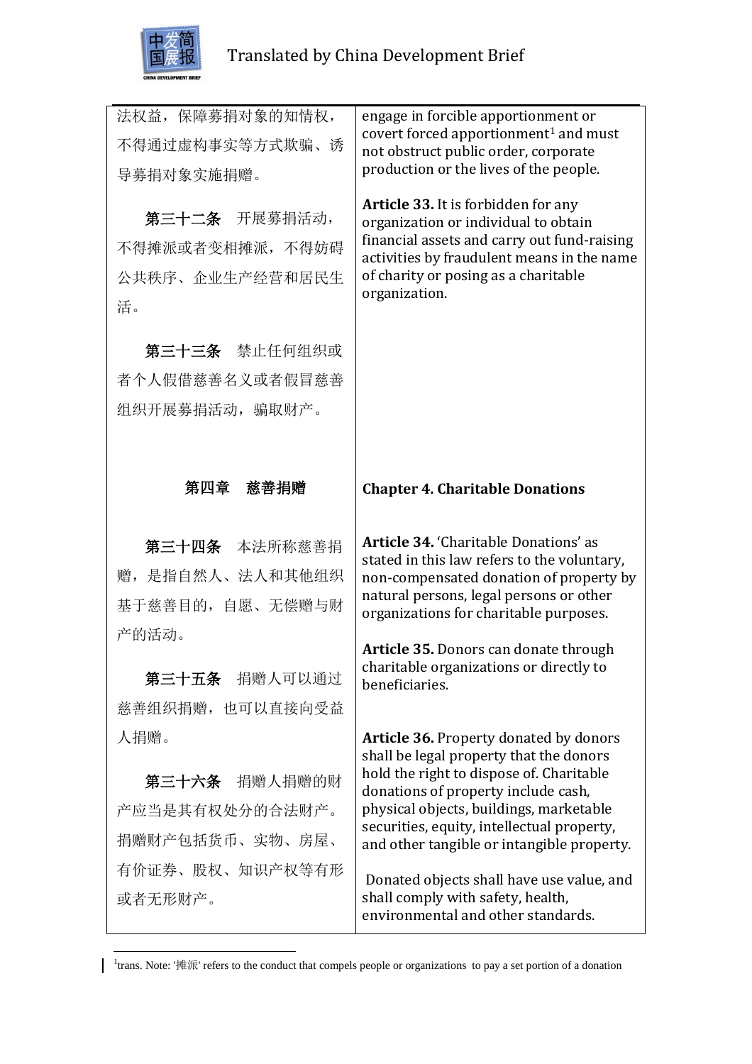| | |
|---|---|
| 法权益，保障募捐对象的知情权，不得通过虚构事实等方式欺骗、诱导募捐对象实施捐赠。 | engage in forcible apportionment or covert forced apportionment[1] and must not obstruct public order, corporate production or the lives of the people. |
| **第三十二条** 开展募捐活动，不得摊派或者变相摊派，不得妨碍公共秩序、企业生产经营和居民生活。 | **Article 33.** It is forbidden for any organization or individual to obtain financial assets and carry out fund-raising activities by fraudulent means in the name of charity or posing as a charitable organization. |
| **第三十三条** 禁止任何组织或者个人假借慈善名义或者假冒慈善组织开展募捐活动，骗取财产。 | |
| **第四章 慈善捐赠** | **Chapter 4. Charitable Donations** |
| **第三十四条** 本法所称慈善捐赠，是指自然人、法人和其他组织基于慈善目的，自愿、无偿赠与财产的活动。 | **Article 34.** 'Charitable Donations' as stated in this law refers to the voluntary, non-compensated donation of property by natural persons, legal persons or other organizations for charitable purposes. |
| **第三十五条** 捐赠人可以通过慈善组织捐赠，也可以直接向受益人捐赠。 | **Article 35.** Donors can donate through charitable organizations or directly to beneficiaries. |
| **第三十六条** 捐赠人捐赠的财产应当是其有权处分的合法财产。捐赠财产包括货币、实物、房屋、有价证券、股权、知识产权等有形或者无形财产。 | **Article 36.** Property donated by donors shall be legal property that the donors hold the right to dispose of. Charitable donations of property include cash, physical objects, buildings, marketable securities, equity, intellectual property, and other tangible or intangible property. <br><br> Donated objects shall have use value, and shall comply with safety, health, environmental and other standards. |

[1] trans. Note: '摊派' refers to the conduct that compels people or organizations to pay a set portion of a donation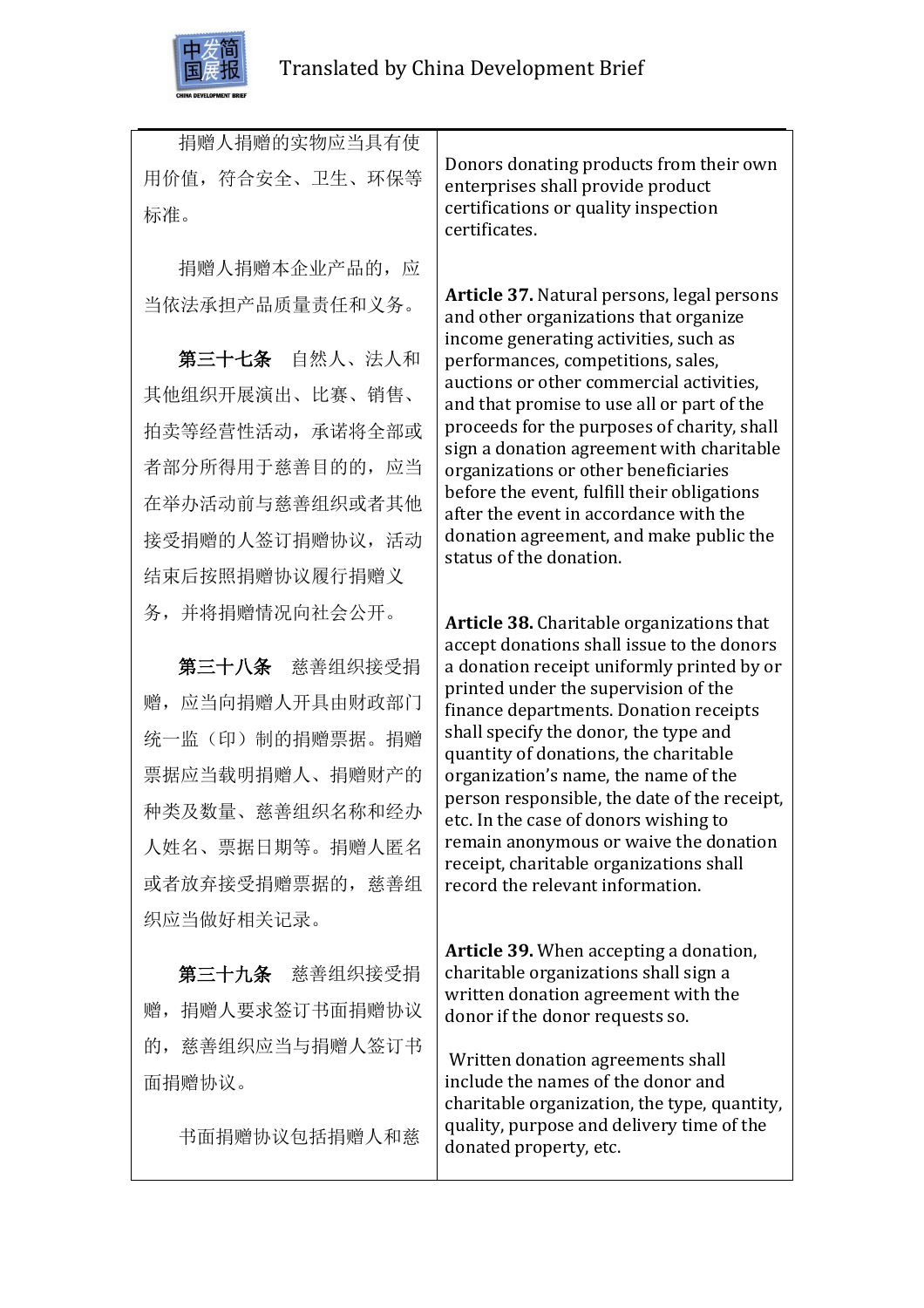| 捐赠人捐赠的实物应当具有使用价值，符合安全、卫生、环保等标准。<br><br>捐赠人捐赠本企业产品的，应当依法承担产品质量责任和义务。<br><br>**第三十七条** 自然人、法人和其他组织开展演出、比赛、销售、拍卖等经营性活动，承诺将全部或者部分所得用于慈善目的的，应当在举办活动前与慈善组织或者其他接受捐赠的人签订捐赠协议，活动结束后按照捐赠协议履行捐赠义务，并将捐赠情况向社会公开。<br><br>**第三十八条** 慈善组织接受捐赠，应当向捐赠人开具由财政部门统一监（印）制的捐赠票据。捐赠票据应当载明捐赠人、捐赠财产的种类及数量、慈善组织名称和经办人姓名、票据日期等。捐赠人匿名或者放弃接受捐赠票据的，慈善组织应当做好相关记录。<br><br>**第三十九条** 慈善组织接受捐赠，捐赠人要求签订书面捐赠协议的，慈善组织应当与捐赠人签订书面捐赠协议。<br><br>书面捐赠协议包括捐赠人和慈 | Donors donating products from their own enterprises shall provide product certifications or quality inspection certificates.<br><br>**Article 37.** Natural persons, legal persons and other organizations that organize income generating activities, such as performances, competitions, sales, auctions or other commercial activities, and that promise to use all or part of the proceeds for the purposes of charity, shall sign a donation agreement with charitable organizations or other beneficiaries before the event, fulfill their obligations after the event in accordance with the donation agreement, and make public the status of the donation.<br><br>**Article 38.** Charitable organizations that accept donations shall issue to the donors a donation receipt uniformly printed by or printed under the supervision of the finance departments. Donation receipts shall specify the donor, the type and quantity of donations, the charitable organization's name, the name of the person responsible, the date of the receipt, etc. In the case of donors wishing to remain anonymous or waive the donation receipt, charitable organizations shall record the relevant information.<br><br>**Article 39.** When accepting a donation, charitable organizations shall sign a written donation agreement with the donor if the donor requests so.<br><br>Written donation agreements shall include the names of the donor and charitable organization, the type, quantity, quality, purpose and delivery time of the donated property, etc. |
|---|---|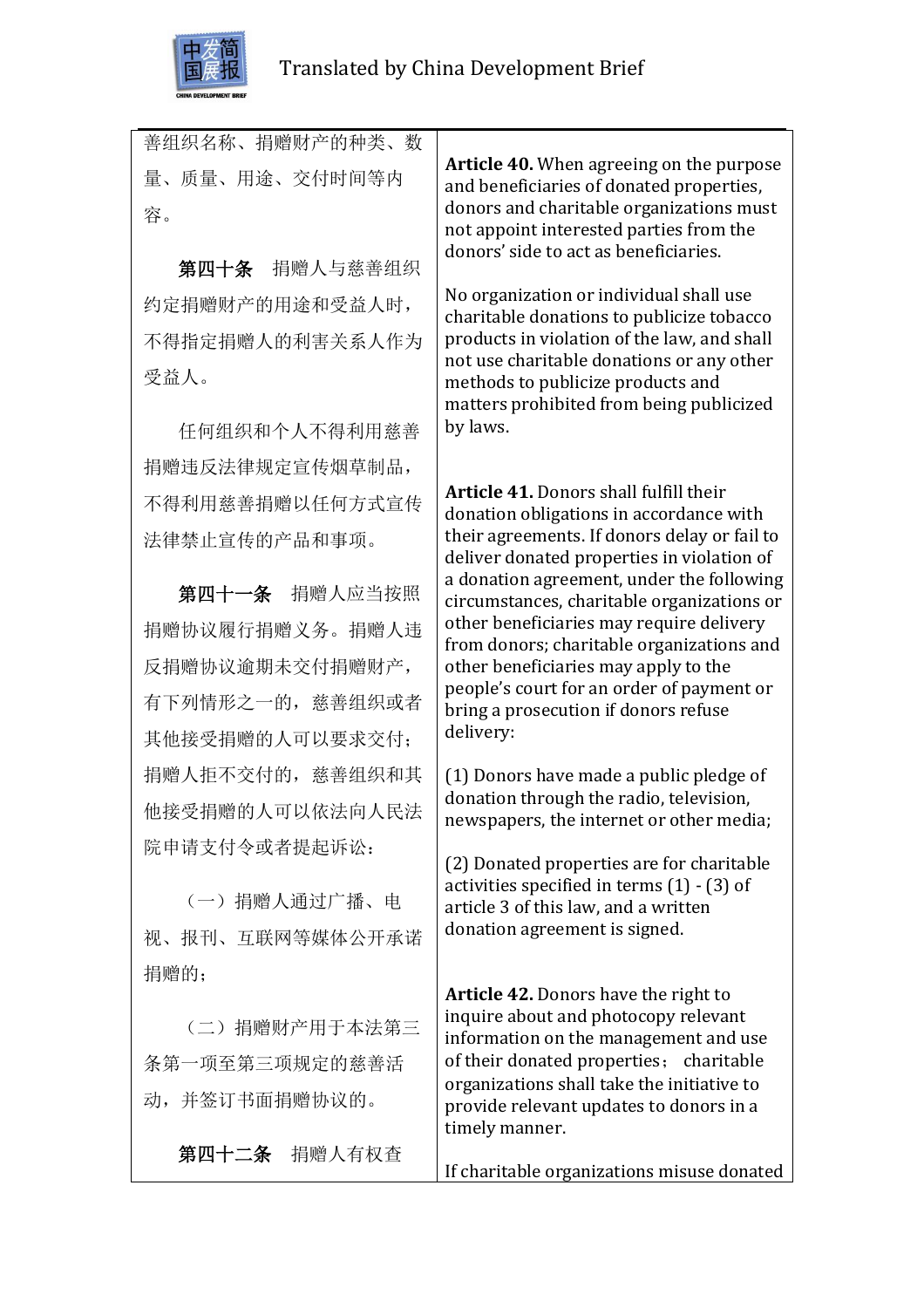| | |
|---|---|
| 善组织名称、捐赠财产的种类、数量、质量、用途、交付时间等内容。<br><br>**第四十条** 捐赠人与慈善组织约定捐赠财产的用途和受益人时，不得指定捐赠人的利害关系人作为受益人。<br><br>任何组织和个人不得利用慈善捐赠违反法律规定宣传烟草制品，不得利用慈善捐赠以任何方式宣传法律禁止宣传的产品和事项。<br><br>**第四十一条** 捐赠人应当按照捐赠协议履行捐赠义务。捐赠人违反捐赠协议逾期未交付捐赠财产，有下列情形之一的，慈善组织或者其他接受捐赠的人可以要求交付；捐赠人拒不交付的，慈善组织和其他接受捐赠的人可以依法向人民法院申请支付令或者提起诉讼：<br><br>（一）捐赠人通过广播、电视、报刊、互联网等媒体公开承诺捐赠的；<br><br>（二）捐赠财产用于本法第三条第一项至第三项规定的慈善活动，并签订书面捐赠协议的。<br><br>**第四十二条** 捐赠人有权查 | **Article 40.** When agreeing on the purpose and beneficiaries of donated properties, donors and charitable organizations must not appoint interested parties from the donors' side to act as beneficiaries.<br><br>No organization or individual shall use charitable donations to publicize tobacco products in violation of the law, and shall not use charitable donations or any other methods to publicize products and matters prohibited from being publicized by laws.<br><br>**Article 41.** Donors shall fulfill their donation obligations in accordance with their agreements. If donors delay or fail to deliver donated properties in violation of a donation agreement, under the following circumstances, charitable organizations or other beneficiaries may require delivery from donors; charitable organizations and other beneficiaries may apply to the people's court for an order of payment or bring a prosecution if donors refuse delivery:<br><br>(1) Donors have made a public pledge of donation through the radio, television, newspapers, the internet or other media;<br><br>(2) Donated properties are for charitable activities specified in terms (1) - (3) of article 3 of this law, and a written donation agreement is signed.<br><br>**Article 42.** Donors have the right to inquire about and photocopy relevant information on the management and use of their donated properties； charitable organizations shall take the initiative to provide relevant updates to donors in a timely manner.<br><br>If charitable organizations misuse donated |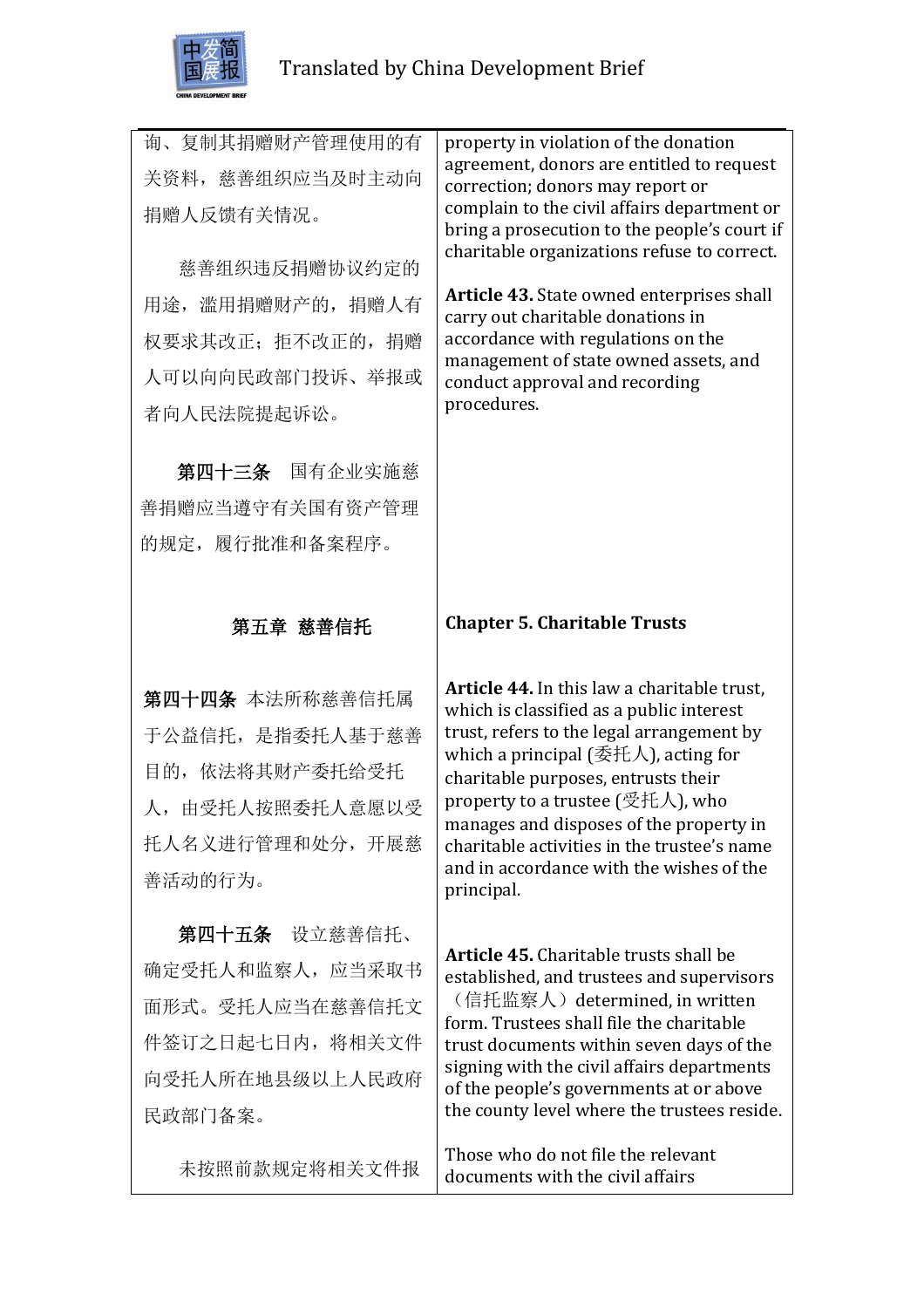| | |
|---|---|
| 询、复制其捐赠财产管理使用的有关资料，慈善组织应当及时主动向捐赠人反馈有关情况。<br><br>慈善组织违反捐赠协议约定的用途，滥用捐赠财产的，捐赠人有权要求其改正；拒不改正的，捐赠人可以向向民政部门投诉、举报或者向人民法院提起诉讼。 | property in violation of the donation agreement, donors are entitled to request correction; donors may report or complain to the civil affairs department or bring a prosecution to the people's court if charitable organizations refuse to correct. |
| **第四十三条** 国有企业实施慈善捐赠应当遵守有关国有资产管理的规定，履行批准和备案程序。 | **Article 43.** State owned enterprises shall carry out charitable donations in accordance with regulations on the management of state owned assets, and conduct approval and recording procedures. |
| **第五章 慈善信托** | **Chapter 5. Charitable Trusts** |
| **第四十四条** 本法所称慈善信托属于公益信托，是指委托人基于慈善目的，依法将其财产委托给受托人，由受托人按照委托人意愿以受托人名义进行管理和处分，开展慈善活动的行为。 | **Article 44.** In this law a charitable trust, which is classified as a public interest trust, refers to the legal arrangement by which a principal (委托人), acting for charitable purposes, entrusts their property to a trustee (受托人), who manages and disposes of the property in charitable activities in the trustee's name and in accordance with the wishes of the principal. |
| **第四十五条** 设立慈善信托、确定受托人和监察人，应当采取书面形式。受托人应当在慈善信托文件签订之日起七日内，将相关文件向受托人所在地县级以上人民政府民政部门备案。 | **Article 45.** Charitable trusts shall be established, and trustees and supervisors（信托监察人）determined, in written form. Trustees shall file the charitable trust documents within seven days of the signing with the civil affairs departments of the people's governments at or above the county level where the trustees reside. |
| 未按照前款规定将相关文件报 | Those who do not file the relevant documents with the civil affairs |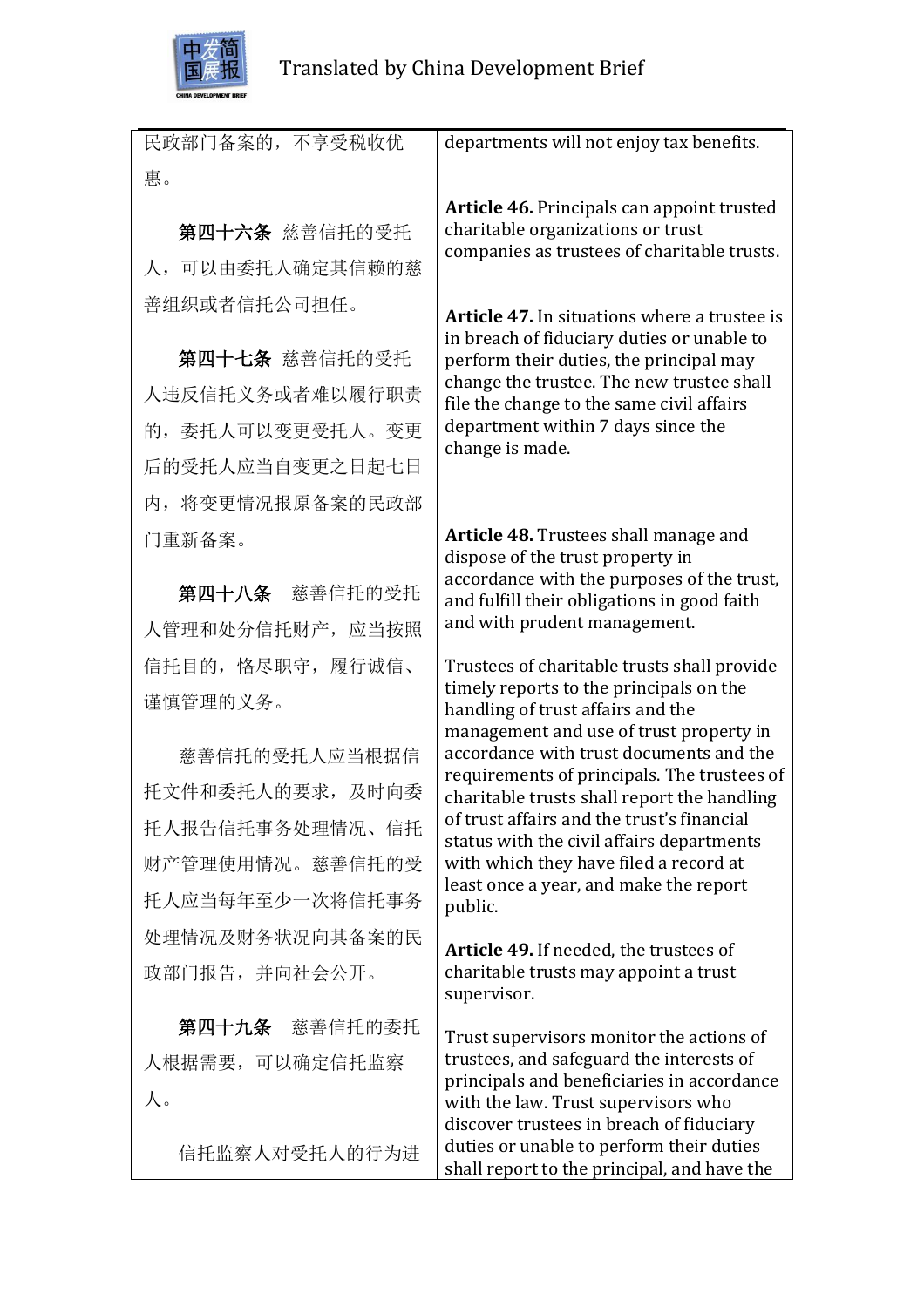| | |
|---|---|
| 民政部门备案的，不享受税收优惠。 | departments will not enjoy tax benefits. |
| **第四十六条** 慈善信托的受托人，可以由委托人确定其信赖的慈善组织或者信托公司担任。 | **Article 46.** Principals can appoint trusted charitable organizations or trust companies as trustees of charitable trusts. |
| **第四十七条** 慈善信托的受托人违反信托义务或者难以履行职责的，委托人可以变更受托人。变更后的受托人应当自变更之日起七日内，将变更情况报原备案的民政部门重新备案。 | **Article 47.** In situations where a trustee is in breach of fiduciary duties or unable to perform their duties, the principal may change the trustee. The new trustee shall file the change to the same civil affairs department within 7 days since the change is made. |
| **第四十八条** 慈善信托的受托人管理和处分信托财产，应当按照信托目的，恪尽职守，履行诚信、谨慎管理的义务。 | **Article 48.** Trustees shall manage and dispose of the trust property in accordance with the purposes of the trust, and fulfill their obligations in good faith and with prudent management. |
| 慈善信托的受托人应当根据信托文件和委托人的要求，及时向委托人报告信托事务处理情况、信托财产管理使用情况。慈善信托的受托人应当每年至少一次将信托事务处理情况及财务状况向其备案的民政部门报告，并向社会公开。 | Trustees of charitable trusts shall provide timely reports to the principals on the handling of trust affairs and the management and use of trust property in accordance with trust documents and the requirements of principals. The trustees of charitable trusts shall report the handling of trust affairs and the trust's financial status with the civil affairs departments with which they have filed a record at least once a year, and make the report public. |
| **第四十九条** 慈善信托的委托人根据需要，可以确定信托监察人。 | **Article 49.** If needed, the trustees of charitable trusts may appoint a trust supervisor. |
| 信托监察人对受托人的行为进 | Trust supervisors monitor the actions of trustees, and safeguard the interests of principals and beneficiaries in accordance with the law. Trust supervisors who discover trustees in breach of fiduciary duties or unable to perform their duties shall report to the principal, and have the |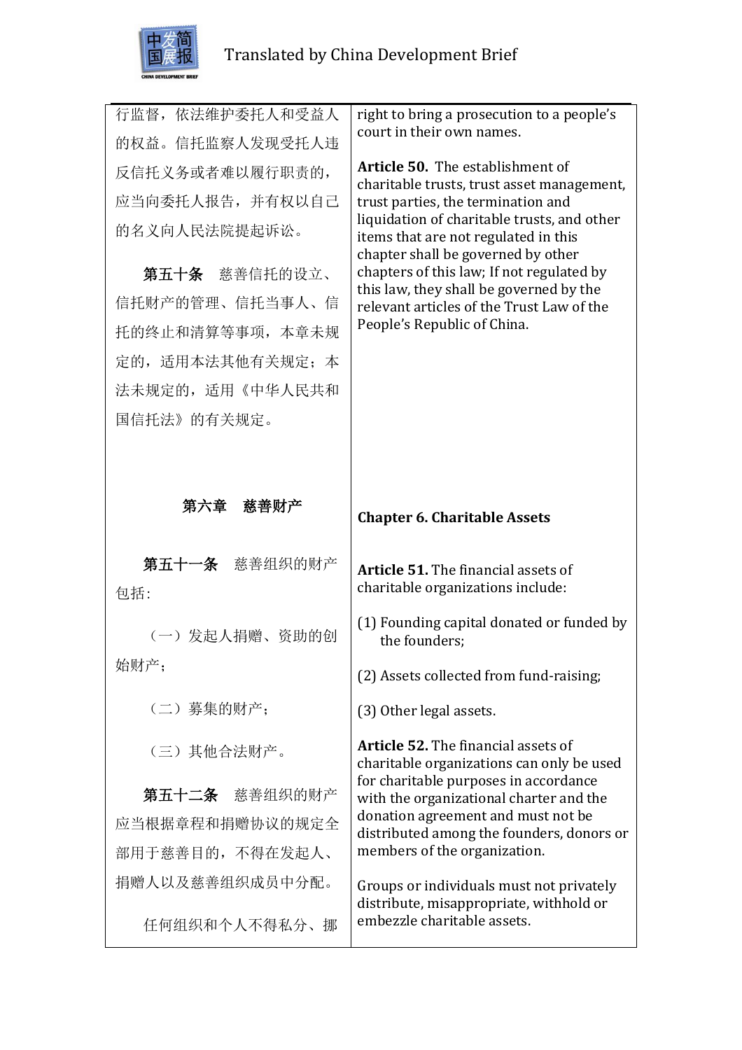| | |
|---|---|
| 行监督，依法维护委托人和受益人的权益。信托监察人发现受托人违反信托义务或者难以履行职责的，应当向委托人报告，并有权以自己的名义向人民法院提起诉讼。 | right to bring a prosecution to a people's court in their own names. |
| **第五十条**　慈善信托的设立、信托财产的管理、信托当事人、信托的终止和清算等事项，本章未规定的，适用本法其他有关规定；本法未规定的，适用《中华人民共和国信托法》的有关规定。 | **Article 50.** The establishment of charitable trusts, trust asset management, trust parties, the termination and liquidation of charitable trusts, and other items that are not regulated in this chapter shall be governed by other chapters of this law; If not regulated by this law, they shall be governed by the relevant articles of the Trust Law of the People's Republic of China. |
| **第六章　慈善财产** | **Chapter 6. Charitable Assets** |
| **第五十一条**　慈善组织的财产包括： | **Article 51.** The financial assets of charitable organizations include: |
| （一）发起人捐赠、资助的创始财产； | (1) Founding capital donated or funded by the founders; |
| （二）募集的财产； | (2) Assets collected from fund-raising; |
| （三）其他合法财产。 | (3) Other legal assets. |
| **第五十二条**　慈善组织的财产应当根据章程和捐赠协议的规定全部用于慈善目的，不得在发起人、捐赠人以及慈善组织成员中分配。 | **Article 52.** The financial assets of charitable organizations can only be used for charitable purposes in accordance with the organizational charter and the donation agreement and must not be distributed among the founders, donors or members of the organization. |
| 任何组织和个人不得私分、挪 | Groups or individuals must not privately distribute, misappropriate, withhold or embezzle charitable assets. |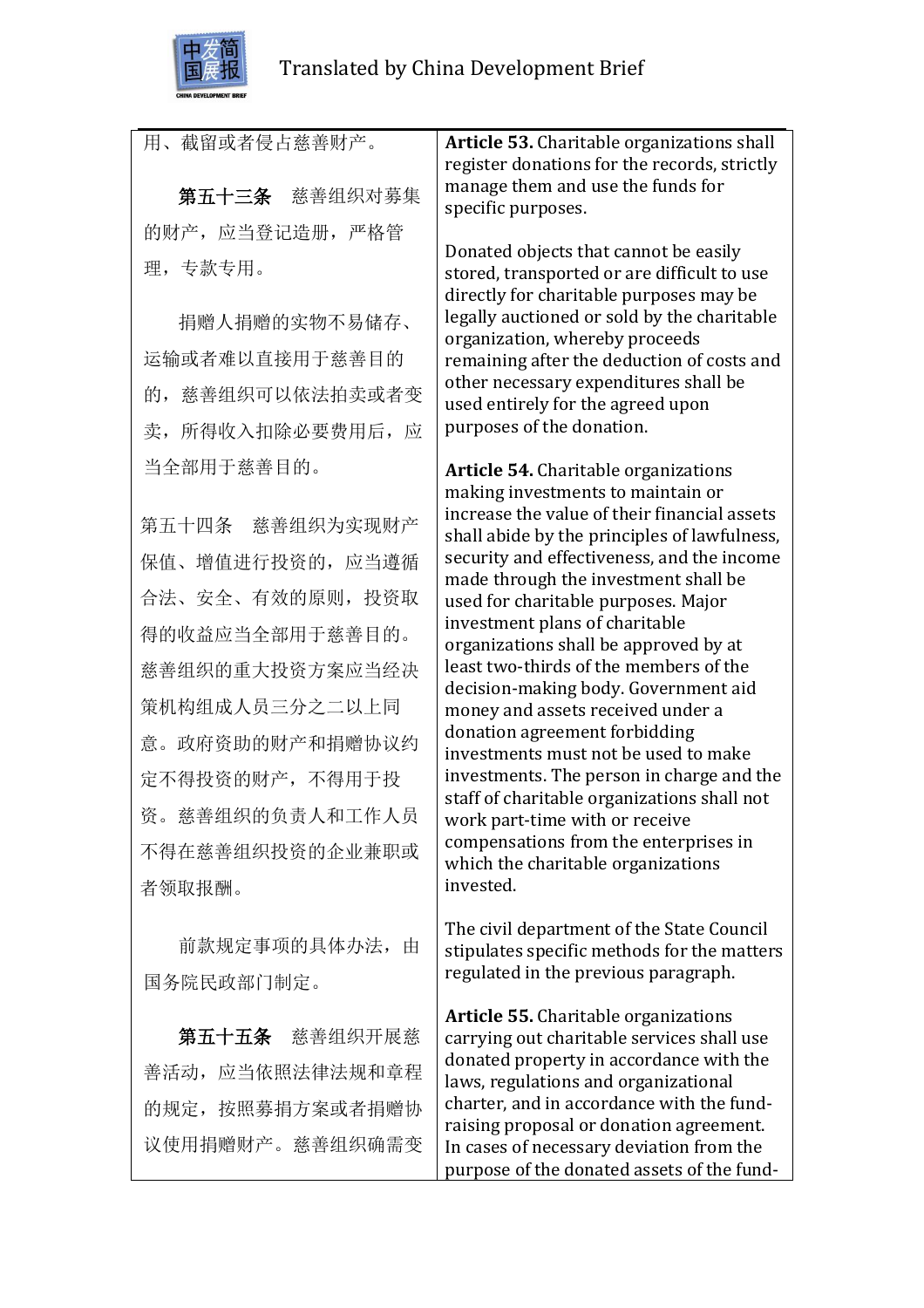| 用、截留或者侵占慈善财产。<br><br>**第五十三条**　慈善组织对募集的财产，应当登记造册，严格管理，专款专用。<br><br>捐赠人捐赠的实物不易储存、运输或者难以直接用于慈善目的的，慈善组织可以依法拍卖或者变卖，所得收入扣除必要费用后，应当全部用于慈善目的。 | **Article 53.** Charitable organizations shall register donations for the records, strictly manage them and use the funds for specific purposes.<br><br>Donated objects that cannot be easily stored, transported or are difficult to use directly for charitable purposes may be legally auctioned or sold by the charitable organization, whereby proceeds remaining after the deduction of costs and other necessary expenditures shall be used entirely for the agreed upon purposes of the donation. |
| --- | --- |
| 第五十四条　慈善组织为实现财产保值、增值进行投资的，应当遵循合法、安全、有效的原则，投资取得的收益应当全部用于慈善目的。慈善组织的重大投资方案应当经决策机构组成人员三分之二以上同意。政府资助的财产和捐赠协议约定不得投资的财产，不得用于投资。慈善组织的负责人和工作人员不得在慈善组织投资的企业兼职或者领取报酬。<br><br>前款规定事项的具体办法，由国务院民政部门制定。 | **Article 54.** Charitable organizations making investments to maintain or increase the value of their financial assets shall abide by the principles of lawfulness, security and effectiveness, and the income made through the investment shall be used for charitable purposes. Major investment plans of charitable organizations shall be approved by at least two-thirds of the members of the decision-making body. Government aid money and assets received under a donation agreement forbidding investments must not be used to make investments. The person in charge and the staff of charitable organizations shall not work part-time with or receive compensations from the enterprises in which the charitable organizations invested.<br><br>The civil department of the State Council stipulates specific methods for the matters regulated in the previous paragraph. |
| **第五十五条**　慈善组织开展慈善活动，应当依照法律法规和章程的规定，按照募捐方案或者捐赠协议使用捐赠财产。慈善组织确需变 | **Article 55.** Charitable organizations carrying out charitable services shall use donated property in accordance with the laws, regulations and organizational charter, and in accordance with the fund-raising proposal or donation agreement. In cases of necessary deviation from the purpose of the donated assets of the fund- |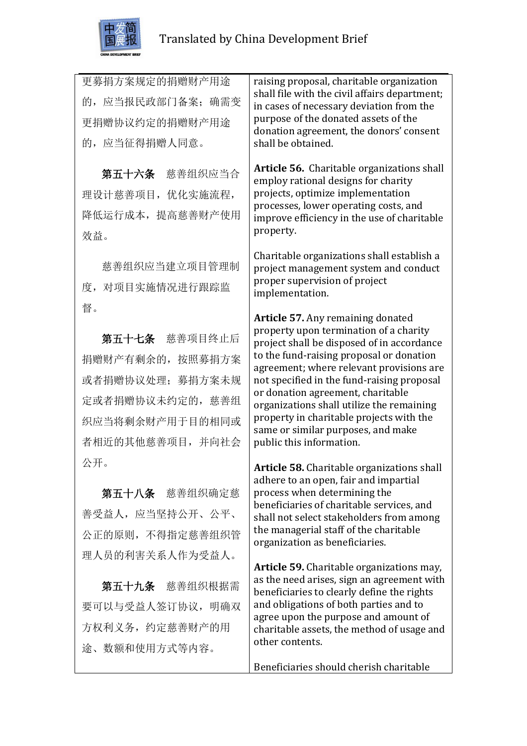| | |
|---|---|
| 更募捐方案规定的捐赠财产用途的，应当报民政部门备案；确需变更捐赠协议约定的捐赠财产用途的，应当征得捐赠人同意。 | raising proposal, charitable organization shall file with the civil affairs department; in cases of necessary deviation from the purpose of the donated assets of the donation agreement, the donors' consent shall be obtained. |
| **第五十六条** 慈善组织应当合理设计慈善项目，优化实施流程，降低运行成本，提高慈善财产使用效益。<br><br>慈善组织应当建立项目管理制度，对项目实施情况进行跟踪监督。 | **Article 56.** Charitable organizations shall employ rational designs for charity projects, optimize implementation processes, lower operating costs, and improve efficiency in the use of charitable property.<br><br>Charitable organizations shall establish a project management system and conduct proper supervision of project implementation. |
| **第五十七条** 慈善项目终止后捐赠财产有剩余的，按照募捐方案或者捐赠协议处理；募捐方案未规定或者捐赠协议未约定的，慈善组织应当将剩余财产用于目的相同或者相近的其他慈善项目，并向社会公开。 | **Article 57.** Any remaining donated property upon termination of a charity project shall be disposed of in accordance to the fund-raising proposal or donation agreement; where relevant provisions are not specified in the fund-raising proposal or donation agreement, charitable organizations shall utilize the remaining property in charitable projects with the same or similar purposes, and make public this information. |
| **第五十八条** 慈善组织确定慈善受益人，应当坚持公开、公平、公正的原则，不得指定慈善组织管理人员的利害关系人作为受益人。 | **Article 58.** Charitable organizations shall adhere to an open, fair and impartial process when determining the beneficiaries of charitable services, and shall not select stakeholders from among the managerial staff of the charitable organization as beneficiaries. |
| **第五十九条** 慈善组织根据需要可以与受益人签订协议，明确双方权利义务，约定慈善财产的用途、数额和使用方式等内容。 | **Article 59.** Charitable organizations may, as the need arises, sign an agreement with beneficiaries to clearly define the rights and obligations of both parties and to agree upon the purpose and amount of charitable assets, the method of usage and other contents.<br><br>Beneficiaries should cherish charitable |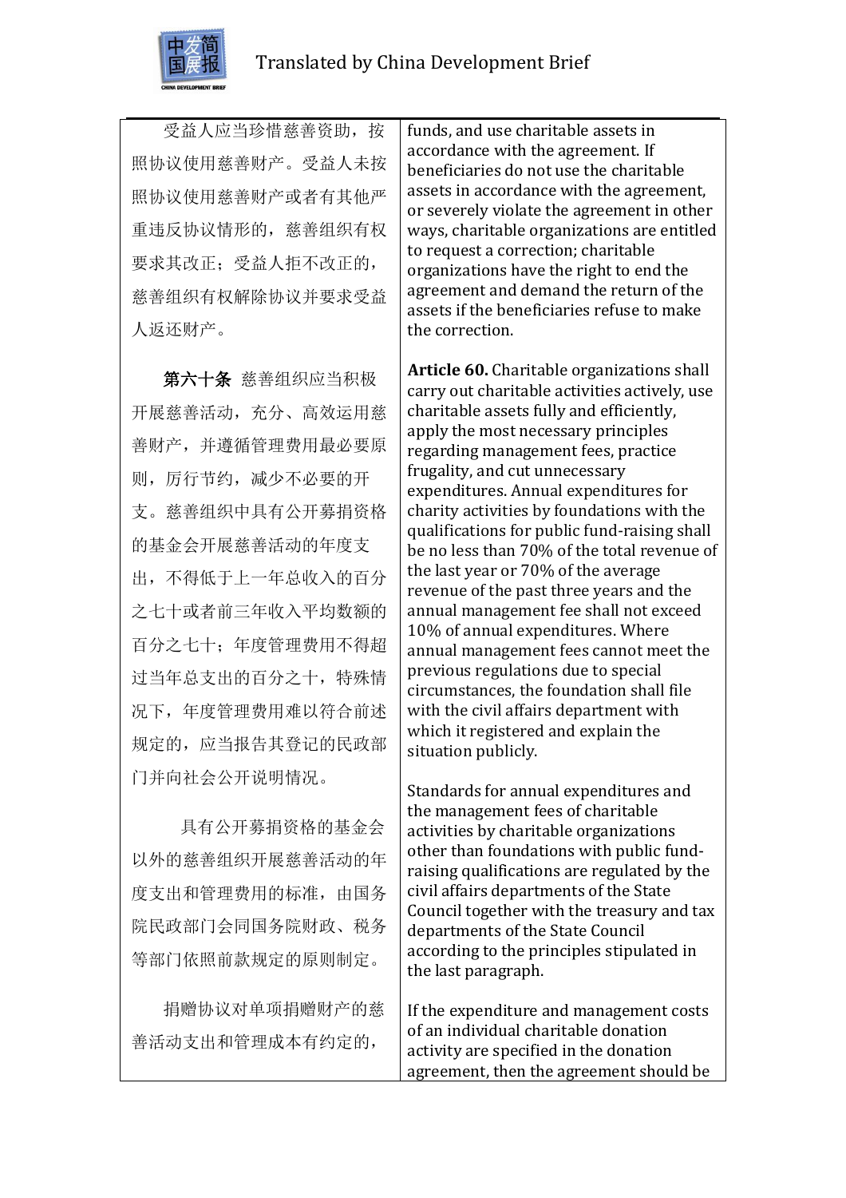| | |
|---|---|
| 受益人应当珍惜慈善资助，按照协议使用慈善财产。受益人未按照协议使用慈善财产或者有其他严重违反协议情形的，慈善组织有权要求其改正；受益人拒不改正的，慈善组织有权解除协议并要求受益人返还财产。 | funds, and use charitable assets in accordance with the agreement. If beneficiaries do not use the charitable assets in accordance with the agreement, or severely violate the agreement in other ways, charitable organizations are entitled to request a correction; charitable organizations have the right to end the agreement and demand the return of the assets if the beneficiaries refuse to make the correction. |
| **第六十条** 慈善组织应当积极开展慈善活动，充分、高效运用慈善财产，并遵循管理费用最必要原则，厉行节约，减少不必要的开支。慈善组织中具有公开募捐资格的基金会开展慈善活动的年度支出，不得低于上一年总收入的百分之七十或者前三年收入平均数额的百分之七十；年度管理费用不得超过当年总支出的百分之十，特殊情况下，年度管理费用难以符合前述规定的，应当报告其登记的民政部门并向社会公开说明情况。 | **Article 60.** Charitable organizations shall carry out charitable activities actively, use charitable assets fully and efficiently, apply the most necessary principles regarding management fees, practice frugality, and cut unnecessary expenditures. Annual expenditures for charity activities by foundations with the qualifications for public fund-raising shall be no less than 70% of the total revenue of the last year or 70% of the average revenue of the past three years and the annual management fee shall not exceed 10% of annual expenditures. Where annual management fees cannot meet the previous regulations due to special circumstances, the foundation shall file with the civil affairs department with which it registered and explain the situation publicly. |
| 具有公开募捐资格的基金会以外的慈善组织开展慈善活动的年度支出和管理费用的标准，由国务院民政部门会同国务院财政、税务等部门依照前款规定的原则制定。 | Standards for annual expenditures and the management fees of charitable activities by charitable organizations other than foundations with public fund-raising qualifications are regulated by the civil affairs departments of the State Council together with the treasury and tax departments of the State Council according to the principles stipulated in the last paragraph. |
| 捐赠协议对单项捐赠财产的慈善活动支出和管理成本有约定的， | If the expenditure and management costs of an individual charitable donation activity are specified in the donation agreement, then the agreement should be |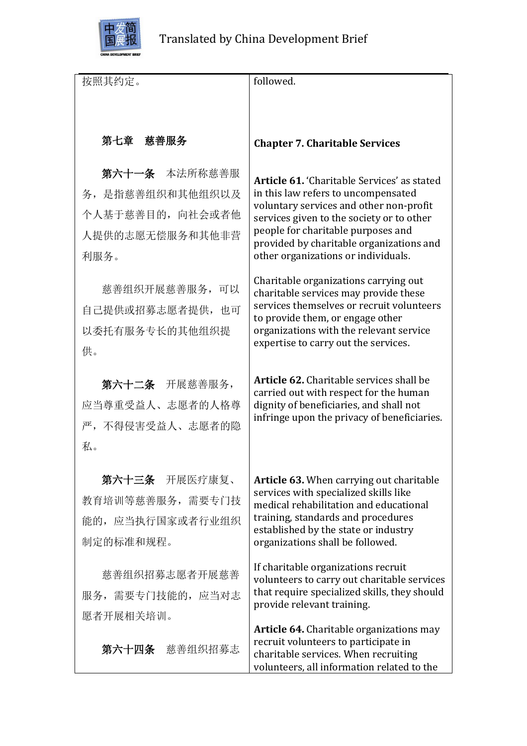| | |
|---|---|
| 按照其约定。 | followed. |
| **第七章　慈善服务** | **Chapter 7. Charitable Services** |
| **第六十一条**　本法所称慈善服务，是指慈善组织和其他组织以及个人基于慈善目的，向社会或者他人提供的志愿无偿服务和其他非营利服务。 | **Article 61.** 'Charitable Services' as stated in this law refers to uncompensated voluntary services and other non-profit services given to the society or to other people for charitable purposes and provided by charitable organizations and other organizations or individuals. |
| 慈善组织开展慈善服务，可以自己提供或招募志愿者提供，也可以委托有服务专长的其他组织提供。 | Charitable organizations carrying out charitable services may provide these services themselves or recruit volunteers to provide them, or engage other organizations with the relevant service expertise to carry out the services. |
| **第六十二条**　开展慈善服务，应当尊重受益人、志愿者的人格尊严，不得侵害受益人、志愿者的隐私。 | **Article 62.** Charitable services shall be carried out with respect for the human dignity of beneficiaries, and shall not infringe upon the privacy of beneficiaries. |
| **第六十三条**　开展医疗康复、教育培训等慈善服务，需要专门技能的，应当执行国家或者行业组织制定的标准和规程。 | **Article 63.** When carrying out charitable services with specialized skills like medical rehabilitation and educational training, standards and procedures established by the state or industry organizations shall be followed. |
| 慈善组织招募志愿者开展慈善服务，需要专门技能的，应当对志愿者开展相关培训。 | If charitable organizations recruit volunteers to carry out charitable services that require specialized skills, they should provide relevant training. |
| **第六十四条**　慈善组织招募志 | **Article 64.** Charitable organizations may recruit volunteers to participate in charitable services. When recruiting volunteers, all information related to the |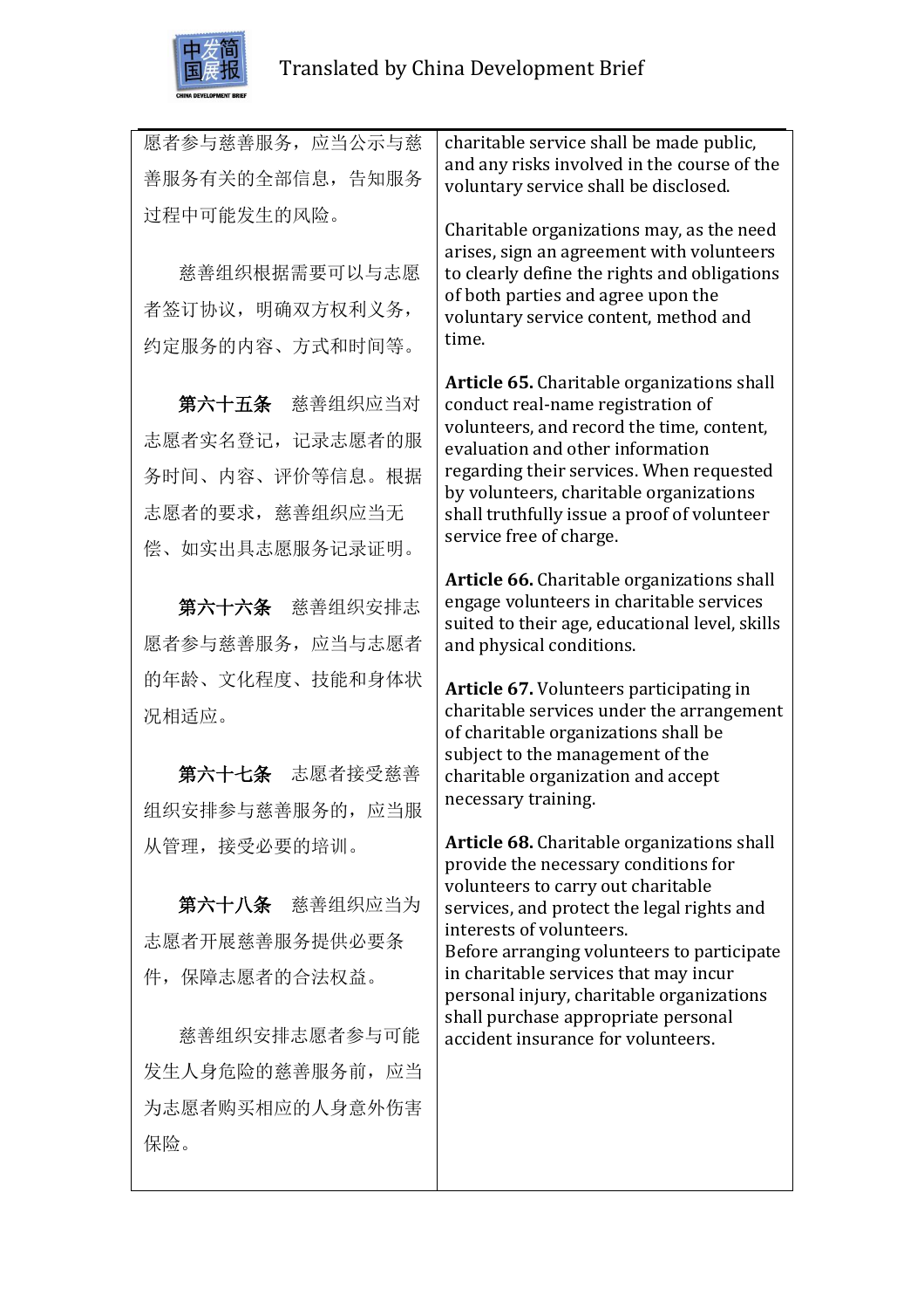| | |
|---|---|
| 愿者参与慈善服务，应当公示与慈善服务有关的全部信息，告知服务过程中可能发生的风险。 | charitable service shall be made public, and any risks involved in the course of the voluntary service shall be disclosed. |
| 慈善组织根据需要可以与志愿者签订协议，明确双方权利义务，约定服务的内容、方式和时间等。 | Charitable organizations may, as the need arises, sign an agreement with volunteers to clearly define the rights and obligations of both parties and agree upon the voluntary service content, method and time. |
| **第六十五条** 慈善组织应当对志愿者实名登记，记录志愿者的服务时间、内容、评价等信息。根据志愿者的要求，慈善组织应当无偿、如实出具志愿服务记录证明。 | **Article 65.** Charitable organizations shall conduct real-name registration of volunteers, and record the time, content, evaluation and other information regarding their services. When requested by volunteers, charitable organizations shall truthfully issue a proof of volunteer service free of charge. |
| **第六十六条** 慈善组织安排志愿者参与慈善服务，应当与志愿者的年龄、文化程度、技能和身体状况相适应。 | **Article 66.** Charitable organizations shall engage volunteers in charitable services suited to their age, educational level, skills and physical conditions. |
| **第六十七条** 志愿者接受慈善组织安排参与慈善服务的，应当服从管理，接受必要的培训。 | **Article 67.** Volunteers participating in charitable services under the arrangement of charitable organizations shall be subject to the management of the charitable organization and accept necessary training. |
| **第六十八条** 慈善组织应当为志愿者开展慈善服务提供必要条件，保障志愿者的合法权益。 | **Article 68.** Charitable organizations shall provide the necessary conditions for volunteers to carry out charitable services, and protect the legal rights and interests of volunteers. |
| 慈善组织安排志愿者参与可能发生人身危险的慈善服务前，应当为志愿者购买相应的人身意外伤害保险。 | Before arranging volunteers to participate in charitable services that may incur personal injury, charitable organizations shall purchase appropriate personal accident insurance for volunteers. |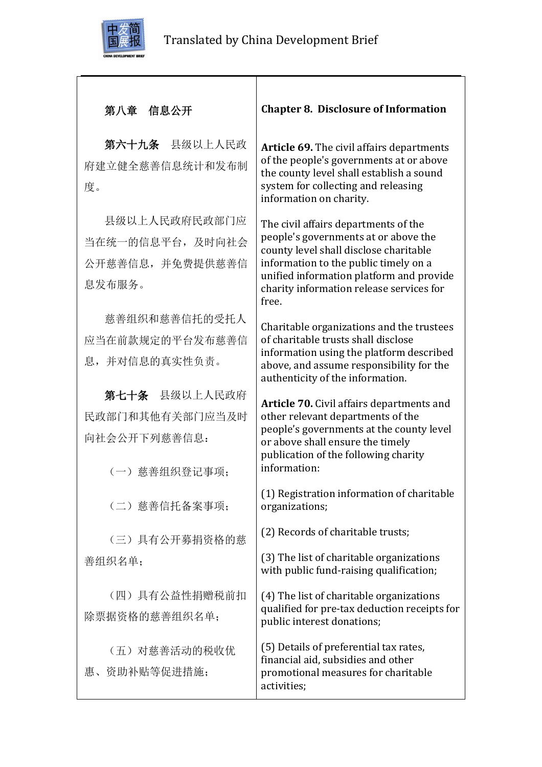| 第八章　信息公开 | Chapter 8. Disclosure of Information |
| --- | --- |
| **第六十九条**　县级以上人民政府建立健全慈善信息统计和发布制度。 | **Article 69.** The civil affairs departments of the people's governments at or above the county level shall establish a sound system for collecting and releasing information on charity. |
| 县级以上人民政府民政部门应当在统一的信息平台，及时向社会公开慈善信息，并免费提供慈善信息发布服务。 | The civil affairs departments of the people's governments at or above the county level shall disclose charitable information to the public timely on a unified information platform and provide charity information release services for free. |
| 慈善组织和慈善信托的受托人应当在前款规定的平台发布慈善信息，并对信息的真实性负责。 | Charitable organizations and the trustees of charitable trusts shall disclose information using the platform described above, and assume responsibility for the authenticity of the information. |
| **第七十条**　县级以上人民政府民政部门和其他有关部门应当及时向社会公开下列慈善信息： | **Article 70.** Civil affairs departments and other relevant departments of the people's governments at the county level or above shall ensure the timely publication of the following charity information: |
| （一）慈善组织登记事项； | (1) Registration information of charitable organizations; |
| （二）慈善信托备案事项； | (2) Records of charitable trusts; |
| （三）具有公开募捐资格的慈善组织名单； | (3) The list of charitable organizations with public fund-raising qualification; |
| （四）具有公益性捐赠税前扣除票据资格的慈善组织名单； | (4) The list of charitable organizations qualified for pre-tax deduction receipts for public interest donations; |
| （五）对慈善活动的税收优惠、资助补贴等促进措施； | (5) Details of preferential tax rates, financial aid, subsidies and other promotional measures for charitable activities; |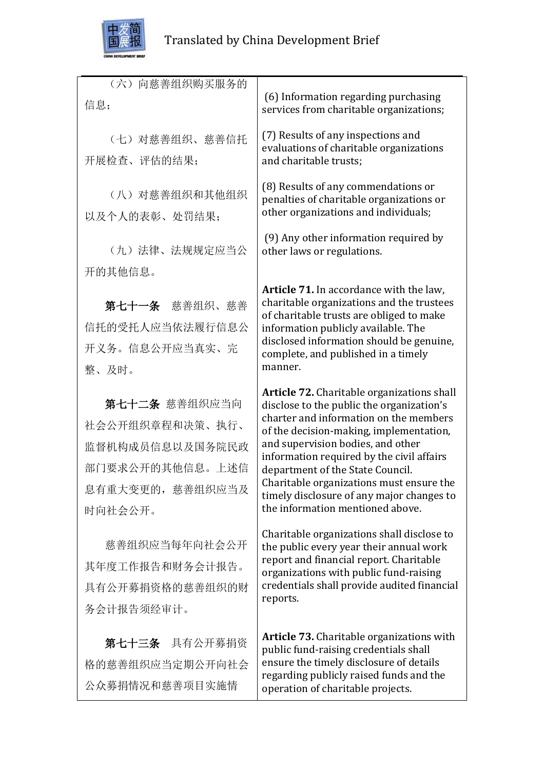| | |
|---|---|
| （六）向慈善组织购买服务的信息； | (6) Information regarding purchasing services from charitable organizations; |
| （七）对慈善组织、慈善信托开展检查、评估的结果； | (7) Results of any inspections and evaluations of charitable organizations and charitable trusts; |
| （八）对慈善组织和其他组织以及个人的表彰、处罚结果； | (8) Results of any commendations or penalties of charitable organizations or other organizations and individuals; |
| （九）法律、法规规定应当公开的其他信息。 | (9) Any other information required by other laws or regulations. |
| **第七十一条** 慈善组织、慈善信托的受托人应当依法履行信息公开义务。信息公开应当真实、完整、及时。 | **Article 71.** In accordance with the law, charitable organizations and the trustees of charitable trusts are obliged to make information publicly available. The disclosed information should be genuine, complete, and published in a timely manner. |
| **第七十二条** 慈善组织应当向社会公开组织章程和决策、执行、监督机构成员信息以及国务院民政部门要求公开的其他信息。上述信息有重大变更的，慈善组织应当及时向社会公开。 | **Article 72.** Charitable organizations shall disclose to the public the organization's charter and information on the members of the decision-making, implementation, and supervision bodies, and other information required by the civil affairs department of the State Council. Charitable organizations must ensure the timely disclosure of any major changes to the information mentioned above. |
| 慈善组织应当每年向社会公开其年度工作报告和财务会计报告。具有公开募捐资格的慈善组织的财务会计报告须经审计。 | Charitable organizations shall disclose to the public every year their annual work report and financial report. Charitable organizations with public fund-raising credentials shall provide audited financial reports. |
| **第七十三条** 具有公开募捐资格的慈善组织应当定期公开向社会公众募捐情况和慈善项目实施情 | **Article 73.** Charitable organizations with public fund-raising credentials shall ensure the timely disclosure of details regarding publicly raised funds and the operation of charitable projects. |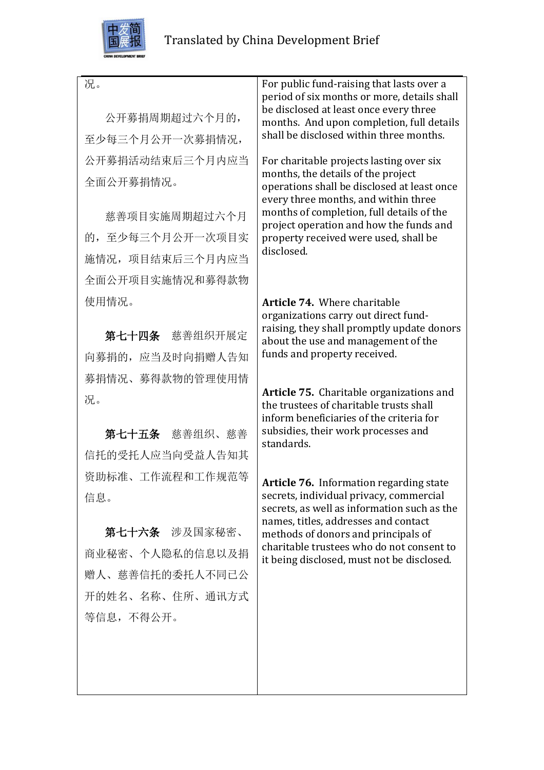| 况。<br><br>公开募捐周期超过六个月的，至少每三个月公开一次募捐情况，公开募捐活动结束后三个月内应当全面公开募捐情况。<br><br>慈善项目实施周期超过六个月的，至少每三个月公开一次项目实施情况，项目结束后三个月内应当全面公开项目实施情况和募得款物使用情况。 | For public fund-raising that lasts over a period of six months or more, details shall be disclosed at least once every three months. And upon completion, full details shall be disclosed within three months.<br><br>For charitable projects lasting over six months, the details of the project operations shall be disclosed at least once every three months, and within three months of completion, full details of the project operation and how the funds and property received were used, shall be disclosed. |
|---|---|
| **第七十四条**　慈善组织开展定向募捐的，应当及时向捐赠人告知募捐情况、募得款物的管理使用情况。 | **Article 74.** Where charitable organizations carry out direct fund-raising, they shall promptly update donors about the use and management of the funds and property received. |
| **第七十五条**　慈善组织、慈善信托的受托人应当向受益人告知其资助标准、工作流程和工作规范等信息。 | **Article 75.** Charitable organizations and the trustees of charitable trusts shall inform beneficiaries of the criteria for subsidies, their work processes and standards. |
| **第七十六条**　涉及国家秘密、商业秘密、个人隐私的信息以及捐赠人、慈善信托的委托人不同意公开的姓名、名称、住所、通讯方式等信息，不得公开。 | **Article 76.** Information regarding state secrets, individual privacy, commercial secrets, as well as information such as the names, titles, addresses and contact methods of donors and principals of charitable trustees who do not consent to it being disclosed, must not be disclosed. |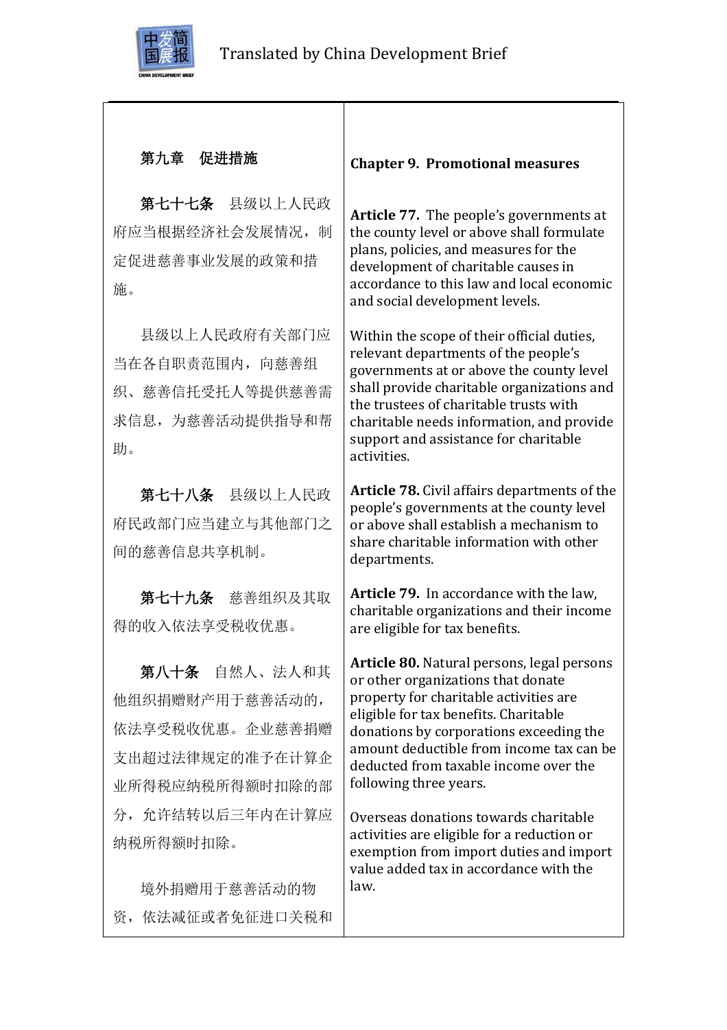| 第九章　促进措施 | **Chapter 9. Promotional measures** |
| --- | --- |
| **第七十七条**　县级以上人民政府应当根据经济社会发展情况，制定促进慈善事业发展的政策和措施。 | **Article 77.** The people's governments at the county level or above shall formulate plans, policies, and measures for the development of charitable causes in accordance to this law and local economic and social development levels. |
| 县级以上人民政府有关部门应当在各自职责范围内，向慈善组织、慈善信托受托人等提供慈善需求信息，为慈善活动提供指导和帮助。 | Within the scope of their official duties, relevant departments of the people's governments at or above the county level shall provide charitable organizations and the trustees of charitable trusts with charitable needs information, and provide support and assistance for charitable activities. |
| **第七十八条**　县级以上人民政府民政部门应当建立与其他部门之间的慈善信息共享机制。 | **Article 78.** Civil affairs departments of the people's governments at the county level or above shall establish a mechanism to share charitable information with other departments. |
| **第七十九条**　慈善组织及其取得的收入依法享受税收优惠。 | **Article 79.** In accordance with the law, charitable organizations and their income are eligible for tax benefits. |
| **第八十条**　自然人、法人和其他组织捐赠财产用于慈善活动的，依法享受税收优惠。企业慈善捐赠支出超过法律规定的准予在计算企业所得税应纳税所得额时扣除的部分，允许结转以后三年内在计算应纳税所得额时扣除。 | **Article 80.** Natural persons, legal persons or other organizations that donate property for charitable activities are eligible for tax benefits. Charitable donations by corporations exceeding the amount deductible from income tax can be deducted from taxable income over the following three years. |
| 境外捐赠用于慈善活动的物资，依法减征或者免征进口关税和 | Overseas donations towards charitable activities are eligible for a reduction or exemption from import duties and import value added tax in accordance with the law. |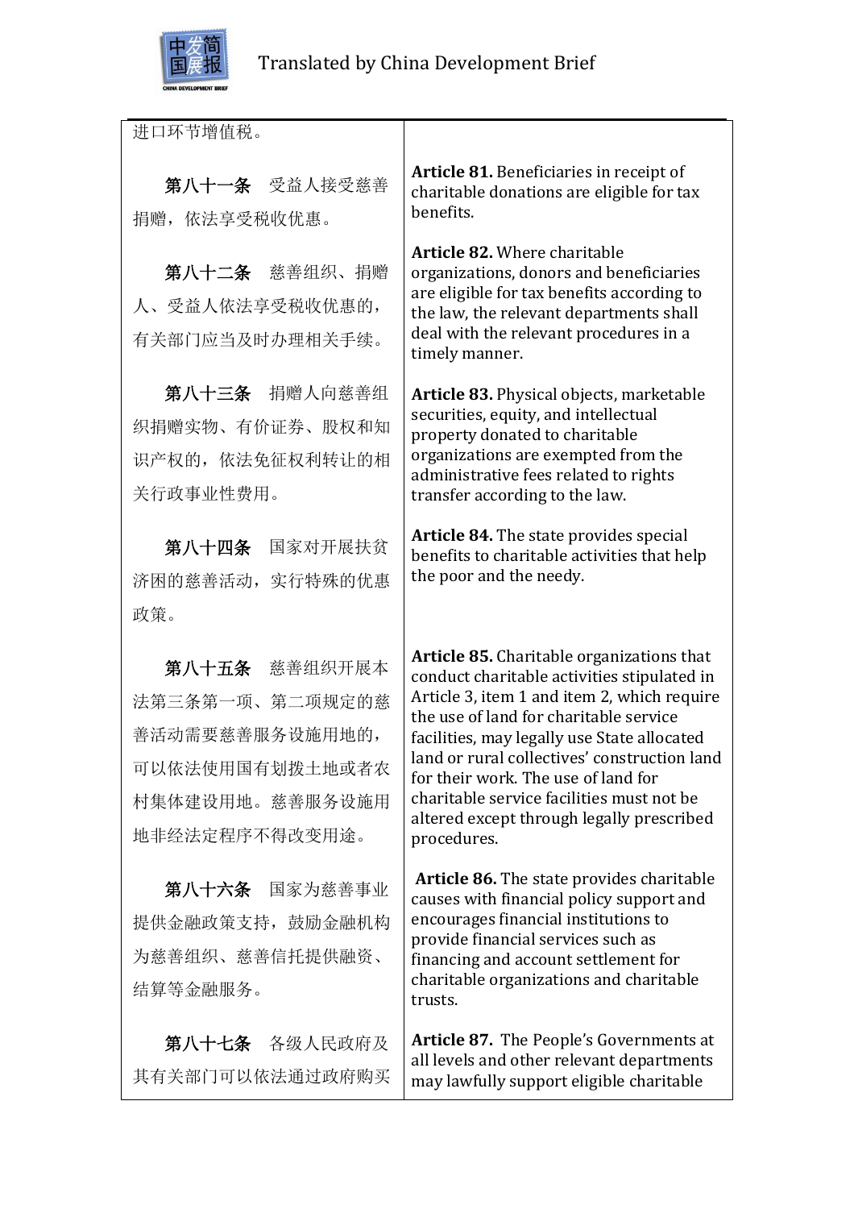| 进口环节增值税。 | |
|---|---|
| **第八十一条** 受益人接受慈善捐赠，依法享受税收优惠。 | **Article 81.** Beneficiaries in receipt of charitable donations are eligible for tax benefits. |
| **第八十二条** 慈善组织、捐赠人、受益人依法享受税收优惠的，有关部门应当及时办理相关手续。 | **Article 82.** Where charitable organizations, donors and beneficiaries are eligible for tax benefits according to the law, the relevant departments shall deal with the relevant procedures in a timely manner. |
| **第八十三条** 捐赠人向慈善组织捐赠实物、有价证券、股权和知识产权的，依法免征权利转让的相关行政事业性费用。 | **Article 83.** Physical objects, marketable securities, equity, and intellectual property donated to charitable organizations are exempted from the administrative fees related to rights transfer according to the law. |
| **第八十四条** 国家对开展扶贫济困的慈善活动，实行特殊的优惠政策。 | **Article 84.** The state provides special benefits to charitable activities that help the poor and the needy. |
| **第八十五条** 慈善组织开展本法第三条第一项、第二项规定的慈善活动需要慈善服务设施用地的，可以依法使用国有划拨土地或者农村集体建设用地。慈善服务设施用地非经法定程序不得改变用途。 | **Article 85.** Charitable organizations that conduct charitable activities stipulated in Article 3, item 1 and item 2, which require the use of land for charitable service facilities, may legally use State allocated land or rural collectives' construction land for their work. The use of land for charitable service facilities must not be altered except through legally prescribed procedures. |
| **第八十六条** 国家为慈善事业提供金融政策支持，鼓励金融机构为慈善组织、慈善信托提供融资、结算等金融服务。 | **Article 86.** The state provides charitable causes with financial policy support and encourages financial institutions to provide financial services such as financing and account settlement for charitable organizations and charitable trusts. |
| **第八十七条** 各级人民政府及其有关部门可以依法通过政府购买 | **Article 87.** The People's Governments at all levels and other relevant departments may lawfully support eligible charitable |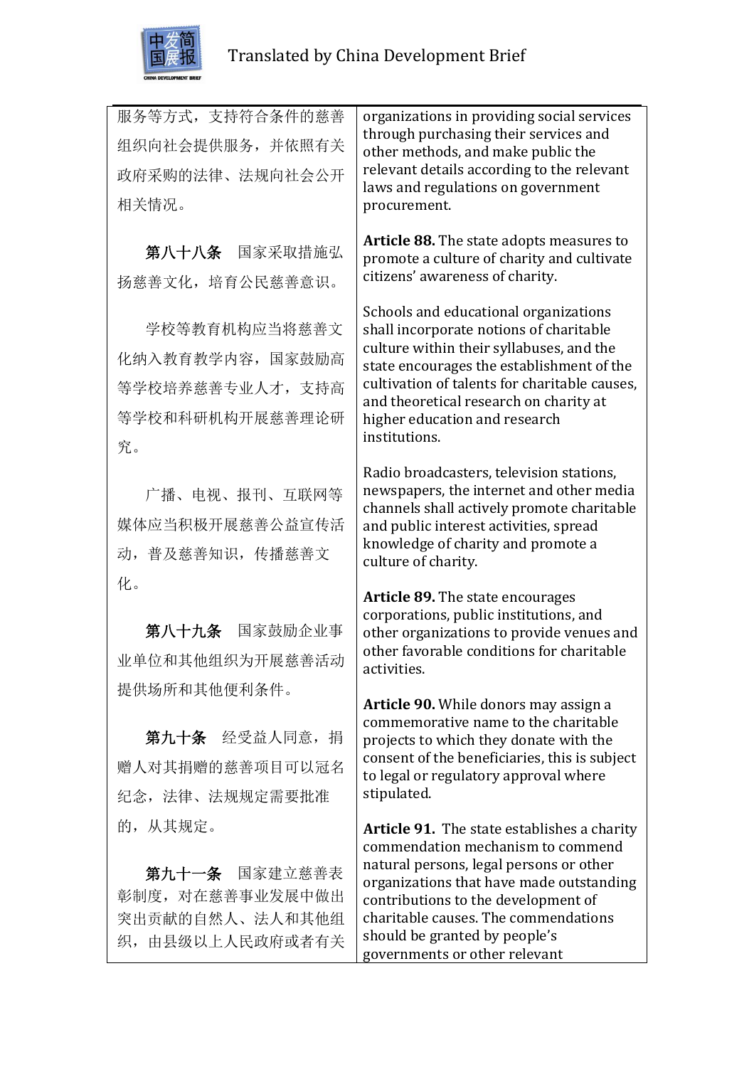| | |
|---|---|
| 服务等方式，支持符合条件的慈善组织向社会提供服务，并依照有关政府采购的法律、法规向社会公开相关情况。 | organizations in providing social services through purchasing their services and other methods, and make public the relevant details according to the relevant laws and regulations on government procurement. |
| **第八十八条** 国家采取措施弘扬慈善文化，培育公民慈善意识。 | **Article 88.** The state adopts measures to promote a culture of charity and cultivate citizens' awareness of charity. |
| 学校等教育机构应当将慈善文化纳入教育教学内容，国家鼓励高等学校培养慈善专业人才，支持高等学校和科研机构开展慈善理论研究。 | Schools and educational organizations shall incorporate notions of charitable culture within their syllabuses, and the state encourages the establishment of the cultivation of talents for charitable causes, and theoretical research on charity at higher education and research institutions. |
| 广播、电视、报刊、互联网等媒体应当积极开展慈善公益宣传活动，普及慈善知识，传播慈善文化。 | Radio broadcasters, television stations, newspapers, the internet and other media channels shall actively promote charitable and public interest activities, spread knowledge of charity and promote a culture of charity. |
| **第八十九条** 国家鼓励企业事业单位和其他组织为开展慈善活动提供场所和其他便利条件。 | **Article 89.** The state encourages corporations, public institutions, and other organizations to provide venues and other favorable conditions for charitable activities. |
| **第九十条** 经受益人同意，捐赠人对其捐赠的慈善项目可以冠名纪念，法律、法规规定需要批准的，从其规定。 | **Article 90.** While donors may assign a commemorative name to the charitable projects to which they donate with the consent of the beneficiaries, this is subject to legal or regulatory approval where stipulated. |
| **第九十一条** 国家建立慈善表彰制度，对在慈善事业发展中做出突出贡献的自然人、法人和其他组织，由县级以上人民政府或者有关 | **Article 91.** The state establishes a charity commendation mechanism to commend natural persons, legal persons or other organizations that have made outstanding contributions to the development of charitable causes. The commendations should be granted by people's governments or other relevant |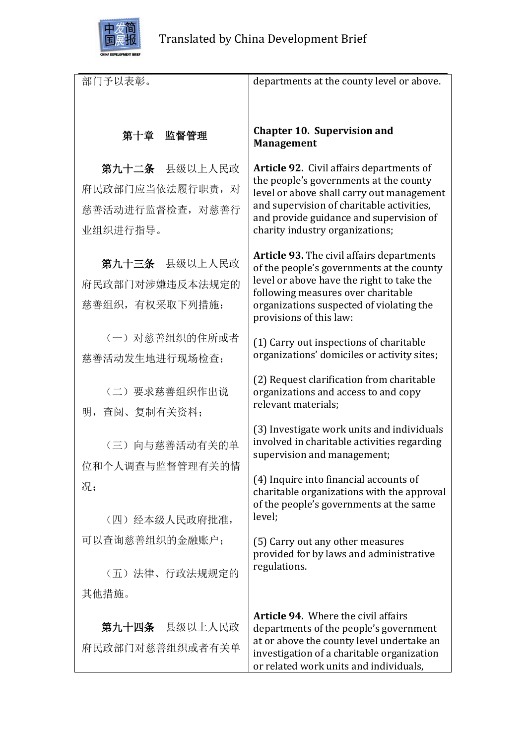| | |
|---|---|
| 部门予以表彰。 | departments at the county level or above. |
| **第十章　监督管理** | **Chapter 10. Supervision and Management** |
| **第九十二条**　县级以上人民政府民政部门应当依法履行职责，对慈善活动进行监督检查，对慈善行业组织进行指导。 | **Article 92.** Civil affairs departments of the people's governments at the county level or above shall carry out management and supervision of charitable activities, and provide guidance and supervision of charity industry organizations; |
| **第九十三条**　县级以上人民政府民政部门对涉嫌违反本法规定的慈善组织，有权采取下列措施： | **Article 93.** The civil affairs departments of the people's governments at the county level or above have the right to take the following measures over charitable organizations suspected of violating the provisions of this law: |
| （一）对慈善组织的住所或者慈善活动发生地进行现场检查； | (1) Carry out inspections of charitable organizations' domiciles or activity sites; |
| （二）要求慈善组织作出说明，查阅、复制有关资料； | (2) Request clarification from charitable organizations and access to and copy relevant materials; |
| （三）向与慈善活动有关的单位和个人调查与监督管理有关的情况； | (3) Investigate work units and individuals involved in charitable activities regarding supervision and management; |
| （四）经本级人民政府批准，可以查询慈善组织的金融账户； | (4) Inquire into financial accounts of charitable organizations with the approval of the people's governments at the same level; |
| （五）法律、行政法规规定的其他措施。 | (5) Carry out any other measures provided for by laws and administrative regulations. |
| **第九十四条**　县级以上人民政府民政部门对慈善组织或者有关单 | **Article 94.** Where the civil affairs departments of the people's government at or above the county level undertake an investigation of a charitable organization or related work units and individuals, |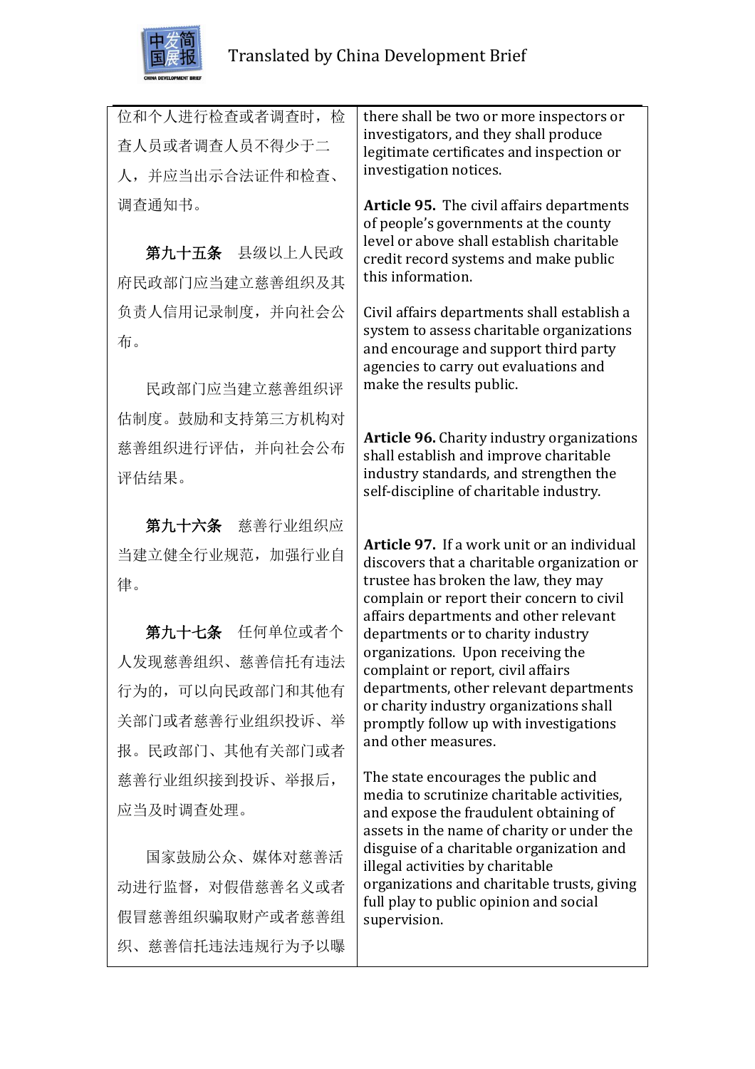| | |
|---|---|
| 位和个人进行检查或者调查时，检查人员或者调查人员不得少于二人，并应当出示合法证件和检查、调查通知书。 | there shall be two or more inspectors or investigators, and they shall produce legitimate certificates and inspection or investigation notices. |
| **第九十五条** 县级以上人民政府民政部门应当建立慈善组织及其负责人信用记录制度，并向社会公布。<br><br>民政部门应当建立慈善组织评估制度。鼓励和支持第三方机构对慈善组织进行评估，并向社会公布评估结果。 | **Article 95.** The civil affairs departments of people's governments at the county level or above shall establish charitable credit record systems and make public this information.<br><br>Civil affairs departments shall establish a system to assess charitable organizations and encourage and support third party agencies to carry out evaluations and make the results public. |
| **第九十六条** 慈善行业组织应当建立健全行业规范，加强行业自律。 | **Article 96.** Charity industry organizations shall establish and improve charitable industry standards, and strengthen the self-discipline of charitable industry. |
| **第九十七条** 任何单位或者个人发现慈善组织、慈善信托有违法行为的，可以向民政部门和其他有关部门或者慈善行业组织投诉、举报。民政部门、其他有关部门或者慈善行业组织接到投诉、举报后，应当及时调查处理。<br><br>国家鼓励公众、媒体对慈善活动进行监督，对假借慈善名义或者假冒慈善组织骗取财产或者慈善组织、慈善信托违法违规行为予以曝 | **Article 97.** If a work unit or an individual discovers that a charitable organization or trustee has broken the law, they may complain or report their concern to civil affairs departments and other relevant departments or to charity industry organizations. Upon receiving the complaint or report, civil affairs departments, other relevant departments or charity industry organizations shall promptly follow up with investigations and other measures.<br><br>The state encourages the public and media to scrutinize charitable activities, and expose the fraudulent obtaining of assets in the name of charity or under the disguise of a charitable organization and illegal activities by charitable organizations and charitable trusts, giving full play to public opinion and social supervision. |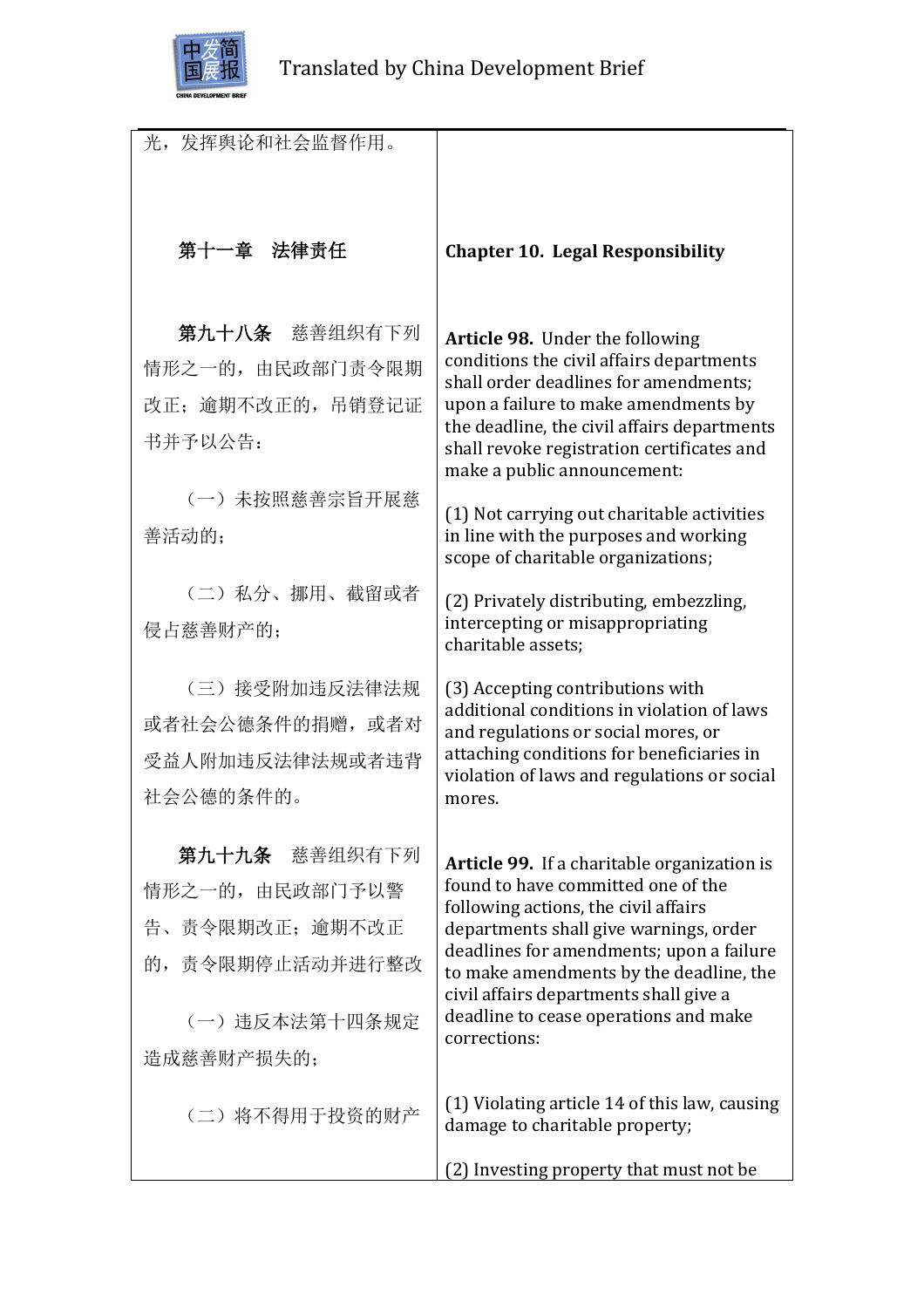| | |
|---|---|
| 光，发挥舆论和社会监督作用。 | |
| **第十一章　法律责任** | **Chapter 10. Legal Responsibility** |
| **第九十八条**　慈善组织有下列情形之一的，由民政部门责令限期改正；逾期不改正的，吊销登记证书并予以公告： | **Article 98.** Under the following conditions the civil affairs departments shall order deadlines for amendments; upon a failure to make amendments by the deadline, the civil affairs departments shall revoke registration certificates and make a public announcement: |
| （一）未按照慈善宗旨开展慈善活动的； | (1) Not carrying out charitable activities in line with the purposes and working scope of charitable organizations; |
| （二）私分、挪用、截留或者侵占慈善财产的； | (2) Privately distributing, embezzling, intercepting or misappropriating charitable assets; |
| （三）接受附加违反法律法规或者社会公德条件的捐赠，或者对受益人附加违反法律法规或者违背社会公德的条件的。 | (3) Accepting contributions with additional conditions in violation of laws and regulations or social mores, or attaching conditions for beneficiaries in violation of laws and regulations or social mores. |
| **第九十九条**　慈善组织有下列情形之一的，由民政部门予以警告、责令限期改正；逾期不改正的，责令限期停止活动并进行整改 | **Article 99.** If a charitable organization is found to have committed one of the following actions, the civil affairs departments shall give warnings, order deadlines for amendments; upon a failure to make amendments by the deadline, the civil affairs departments shall give a deadline to cease operations and make corrections: |
| （一）违反本法第十四条规定造成慈善财产损失的； | (1) Violating article 14 of this law, causing damage to charitable property; |
| （二）将不得用于投资的财产 | (2) Investing property that must not be |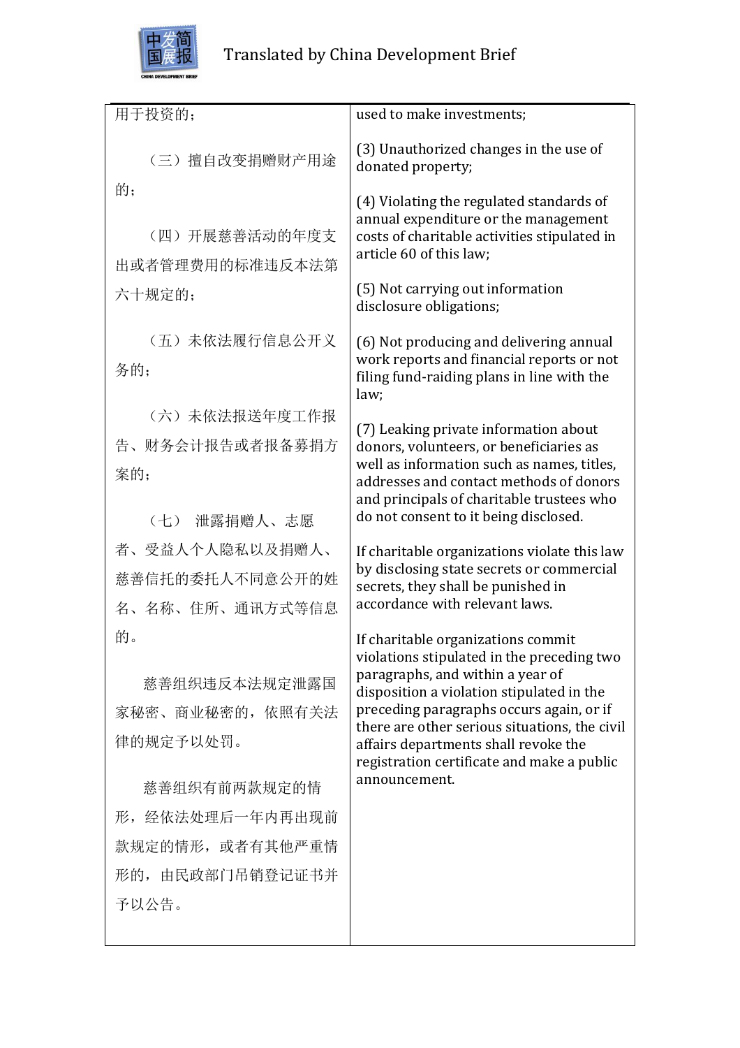| 用于投资的； | used to make investments; |
| --- | --- |
| （三）擅自改变捐赠财产用途的； | (3) Unauthorized changes in the use of donated property; |
| （四）开展慈善活动的年度支出或者管理费用的标准违反本法第六十规定的； | (4) Violating the regulated standards of annual expenditure or the management costs of charitable activities stipulated in article 60 of this law; |
| （五）未依法履行信息公开义务的； | (5) Not carrying out information disclosure obligations; |
| （六）未依法报送年度工作报告、财务会计报告或者报备募捐方案的； | (6) Not producing and delivering annual work reports and financial reports or not filing fund-raiding plans in line with the law; |
| （七） 泄露捐赠人、志愿者、受益人个人隐私以及捐赠人、慈善信托的委托人不同意公开的姓名、名称、住所、通讯方式等信息的。 | (7) Leaking private information about donors, volunteers, or beneficiaries as well as information such as names, titles, addresses and contact methods of donors and principals of charitable trustees who do not consent to it being disclosed. |
| 慈善组织违反本法规定泄露国家秘密、商业秘密的，依照有关法律的规定予以处罚。 | If charitable organizations violate this law by disclosing state secrets or commercial secrets, they shall be punished in accordance with relevant laws. |
| 慈善组织有前两款规定的情形，经依法处理后一年内再出现前款规定的情形，或者有其他严重情形的，由民政部门吊销登记证书并予以公告。 | If charitable organizations commit violations stipulated in the preceding two paragraphs, and within a year of disposition a violation stipulated in the preceding paragraphs occurs again, or if there are other serious situations, the civil affairs departments shall revoke the registration certificate and make a public announcement. |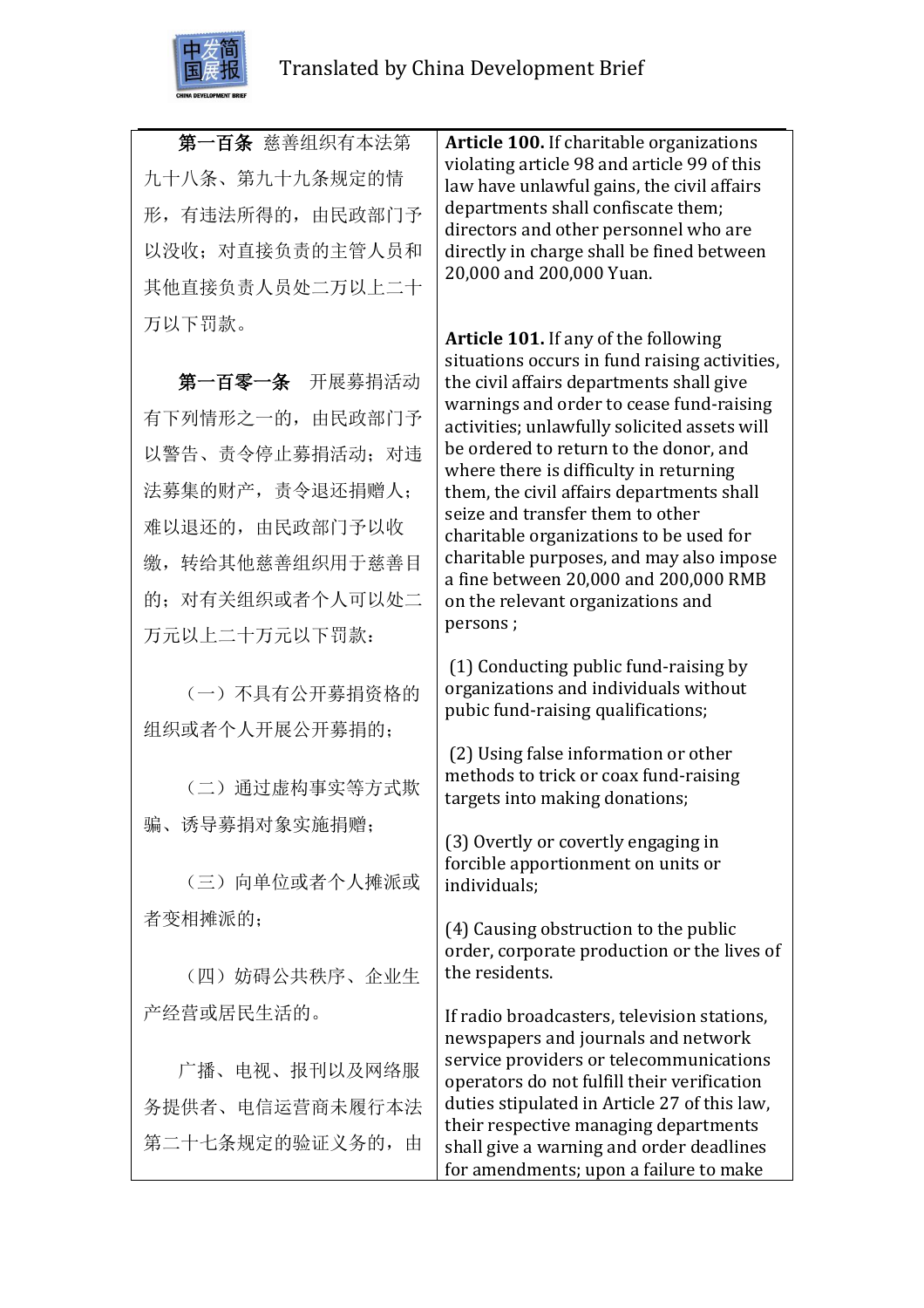| | |
|---|---|
| **第一百条** 慈善组织有本法第九十八条、第九十九条规定的情形，有违法所得的，由民政部门予以没收；对直接负责的主管人员和其他直接负责人员处二万以上二十万以下罚款。 | **Article 100.** If charitable organizations violating article 98 and article 99 of this law have unlawful gains, the civil affairs departments shall confiscate them; directors and other personnel who are directly in charge shall be fined between 20,000 and 200,000 Yuan. |
| **第一百零一条** 开展募捐活动有下列情形之一的，由民政部门予以警告、责令停止募捐活动；对违法募集的财产，责令退还捐赠人；难以退还的，由民政部门予以收缴，转给其他慈善组织用于慈善目的；对有关组织或者个人可以处二万元以上二十万元以下罚款：<br><br>（一）不具有公开募捐资格的组织或者个人开展公开募捐的；<br><br>（二）通过虚构事实等方式欺骗、诱导募捐对象实施捐赠；<br><br>（三）向单位或者个人摊派或者变相摊派的；<br><br>（四）妨碍公共秩序、企业生产经营或居民生活的。<br><br>广播、电视、报刊以及网络服务提供者、电信运营商未履行本法第二十七条规定的验证义务的，由 | **Article 101.** If any of the following situations occurs in fund raising activities, the civil affairs departments shall give warnings and order to cease fund-raising activities; unlawfully solicited assets will be ordered to return to the donor, and where there is difficulty in returning them, the civil affairs departments shall seize and transfer them to other charitable organizations to be used for charitable purposes, and may also impose a fine between 20,000 and 200,000 RMB on the relevant organizations and persons ;<br><br>(1) Conducting public fund-raising by organizations and individuals without pubic fund-raising qualifications;<br><br>(2) Using false information or other methods to trick or coax fund-raising targets into making donations;<br><br>(3) Overtly or covertly engaging in forcible apportionment on units or individuals;<br><br>(4) Causing obstruction to the public order, corporate production or the lives of the residents.<br><br>If radio broadcasters, television stations, newspapers and journals and network service providers or telecommunications operators do not fulfill their verification duties stipulated in Article 27 of this law, their respective managing departments shall give a warning and order deadlines for amendments; upon a failure to make |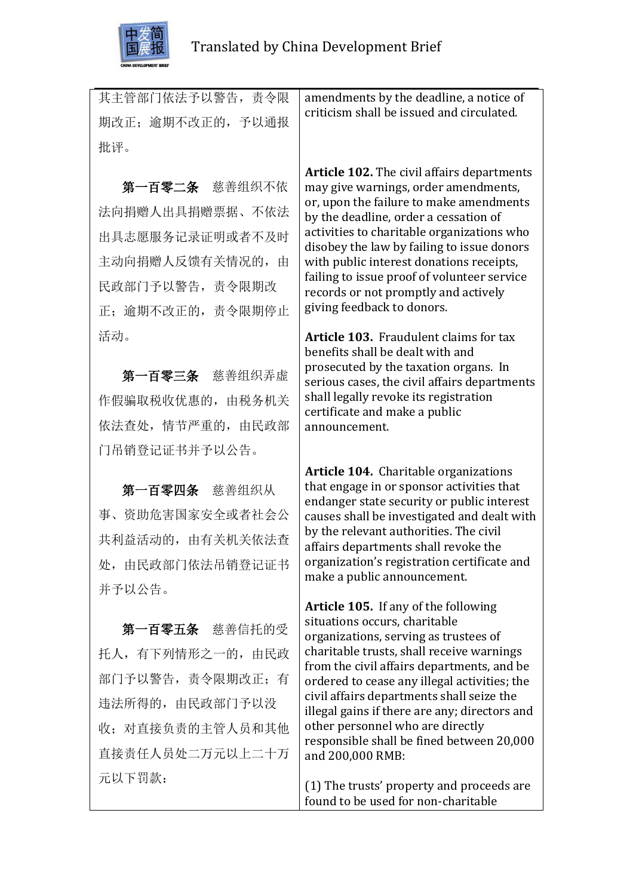| | |
|---|---|
| 其主管部门依法予以警告，责令限期改正；逾期不改正的，予以通报批评。 | amendments by the deadline, a notice of criticism shall be issued and circulated. |
| **第一百零二条** 慈善组织不依法向捐赠人出具捐赠票据、不依法出具志愿服务记录证明或者不及时主动向捐赠人反馈有关情况的，由民政部门予以警告，责令限期改正；逾期不改正的，责令限期停止活动。 | **Article 102.** The civil affairs departments may give warnings, order amendments, or, upon the failure to make amendments by the deadline, order a cessation of activities to charitable organizations who disobey the law by failing to issue donors with public interest donations receipts, failing to issue proof of volunteer service records or not promptly and actively giving feedback to donors. |
| **第一百零三条** 慈善组织弄虚作假骗取税收优惠的，由税务机关依法查处，情节严重的，由民政部门吊销登记证书并予以公告。 | **Article 103.** Fraudulent claims for tax benefits shall be dealt with and prosecuted by the taxation organs. In serious cases, the civil affairs departments shall legally revoke its registration certificate and make a public announcement. |
| **第一百零四条** 慈善组织从事、资助危害国家安全或者社会公共利益活动的，由有关机关依法查处，由民政部门依法吊销登记证书并予以公告。 | **Article 104.** Charitable organizations that engage in or sponsor activities that endanger state security or public interest causes shall be investigated and dealt with by the relevant authorities. The civil affairs departments shall revoke the organization's registration certificate and make a public announcement. |
| **第一百零五条** 慈善信托的受托人，有下列情形之一的，由民政部门予以警告，责令限期改正；有违法所得的，由民政部门予以没收；对直接负责的主管人员和其他直接责任人员处二万元以上二十万元以下罚款： | **Article 105.** If any of the following situations occurs, charitable organizations, serving as trustees of charitable trusts, shall receive warnings from the civil affairs departments, and be ordered to cease any illegal activities; the civil affairs departments shall seize the illegal gains if there are any; directors and other personnel who are directly responsible shall be fined between 20,000 and 200,000 RMB:<br><br>(1) The trusts' property and proceeds are found to be used for non-charitable |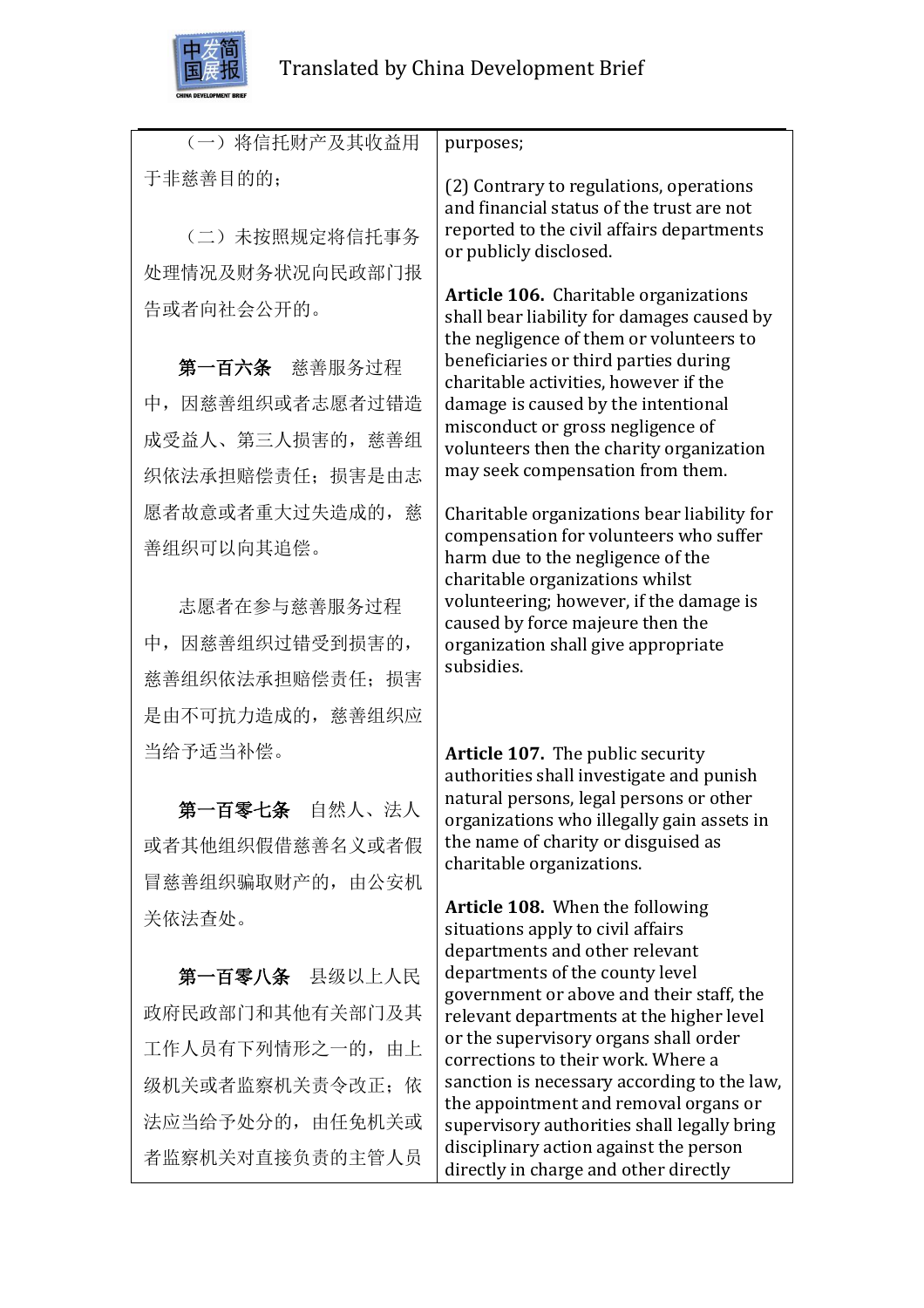| | |
|---|---|
| （一）将信托财产及其收益用于非慈善目的的；<br><br>（二）未按照规定将信托事务处理情况及财务状况向民政部门报告或者向社会公开的。 | purposes;<br><br>(2) Contrary to regulations, operations and financial status of the trust are not reported to the civil affairs departments or publicly disclosed. |
| **第一百六条** 慈善服务过程中，因慈善组织或者志愿者过错造成受益人、第三人损害的，慈善组织依法承担赔偿责任；损害是由志愿者故意或者重大过失造成的，慈善组织可以向其追偿。<br><br>志愿者在参与慈善服务过程中，因慈善组织过错受到损害的，慈善组织依法承担赔偿责任；损害是由不可抗力造成的，慈善组织应当给予适当补偿。 | **Article 106.** Charitable organizations shall bear liability for damages caused by the negligence of them or volunteers to beneficiaries or third parties during charitable activities, however if the damage is caused by the intentional misconduct or gross negligence of volunteers then the charity organization may seek compensation from them.<br><br>Charitable organizations bear liability for compensation for volunteers who suffer harm due to the negligence of the charitable organizations whilst volunteering; however, if the damage is caused by force majeure then the organization shall give appropriate subsidies. |
| **第一百零七条** 自然人、法人或者其他组织假借慈善名义或者假冒慈善组织骗取财产的，由公安机关依法查处。 | **Article 107.** The public security authorities shall investigate and punish natural persons, legal persons or other organizations who illegally gain assets in the name of charity or disguised as charitable organizations. |
| **第一百零八条** 县级以上人民政府民政部门和其他有关部门及其工作人员有下列情形之一的，由上级机关或者监察机关责令改正；依法应当给予处分的，由任免机关或者监察机关对直接负责的主管人员 | **Article 108.** When the following situations apply to civil affairs departments and other relevant departments of the county level government or above and their staff, the relevant departments at the higher level or the supervisory organs shall order corrections to their work. Where a sanction is necessary according to the law, the appointment and removal organs or supervisory authorities shall legally bring disciplinary action against the person directly in charge and other directly |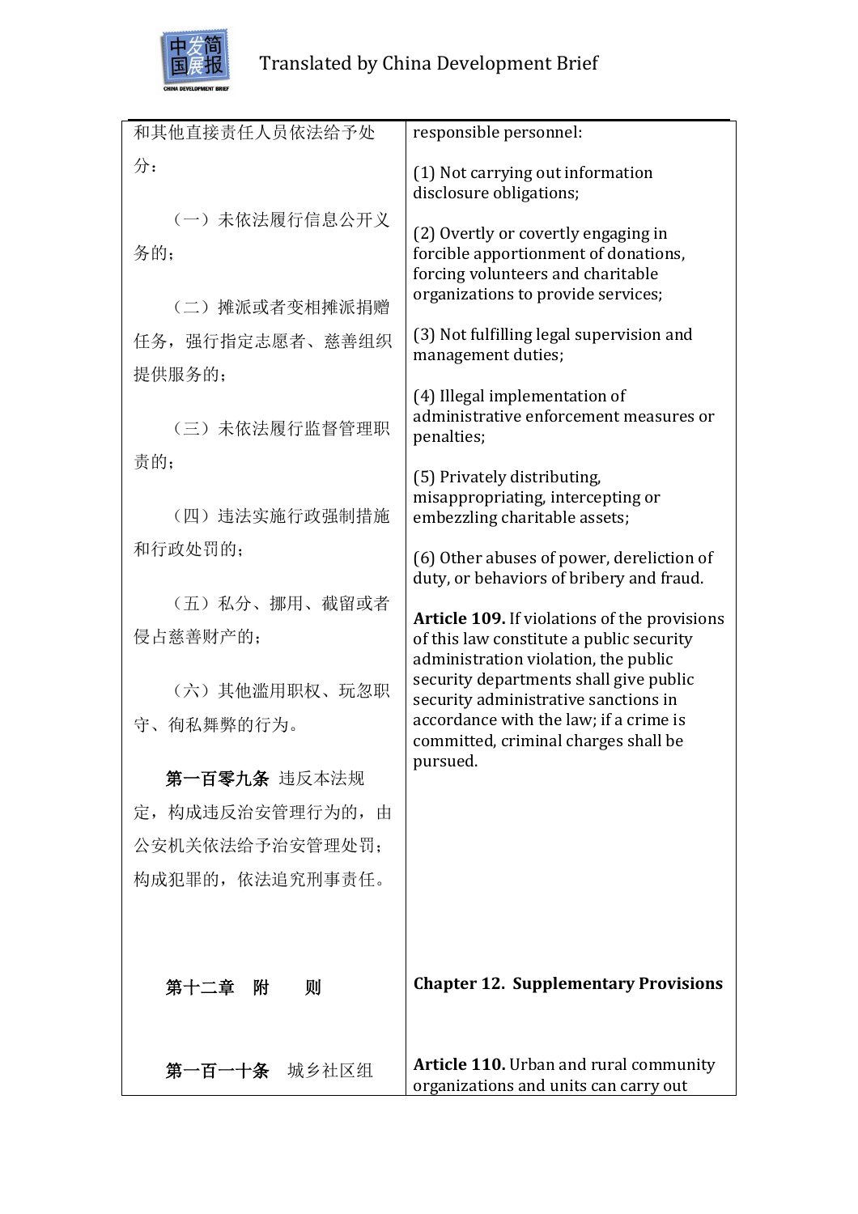| 和其他直接责任人员依法给予处分： | responsible personnel: |
|---|---|
| （一）未依法履行信息公开义务的； | (1) Not carrying out information disclosure obligations; |
| （二）摊派或者变相摊派捐赠任务，强行指定志愿者、慈善组织提供服务的； | (2) Overtly or covertly engaging in forcible apportionment of donations, forcing volunteers and charitable organizations to provide services; |
| （三）未依法履行监督管理职责的； | (3) Not fulfilling legal supervision and management duties; |
| （四）违法实施行政强制措施和行政处罚的； | (4) Illegal implementation of administrative enforcement measures or penalties; |
| （五）私分、挪用、截留或者侵占慈善财产的； | (5) Privately distributing, misappropriating, intercepting or embezzling charitable assets; |
| （六）其他滥用职权、玩忽职守、徇私舞弊的行为。 | (6) Other abuses of power, dereliction of duty, or behaviors of bribery and fraud. |
| **第一百零九条** 违反本法规定，构成违反治安管理行为的，由公安机关依法给予治安管理处罚；构成犯罪的，依法追究刑事责任。 | **Article 109.** If violations of the provisions of this law constitute a public security administration violation, the public security departments shall give public security administrative sanctions in accordance with the law; if a crime is committed, criminal charges shall be pursued. |
| **第十二章　附　　则** | **Chapter 12. Supplementary Provisions** |
| **第一百一十条**　城乡社区组 | **Article 110.** Urban and rural community organizations and units can carry out |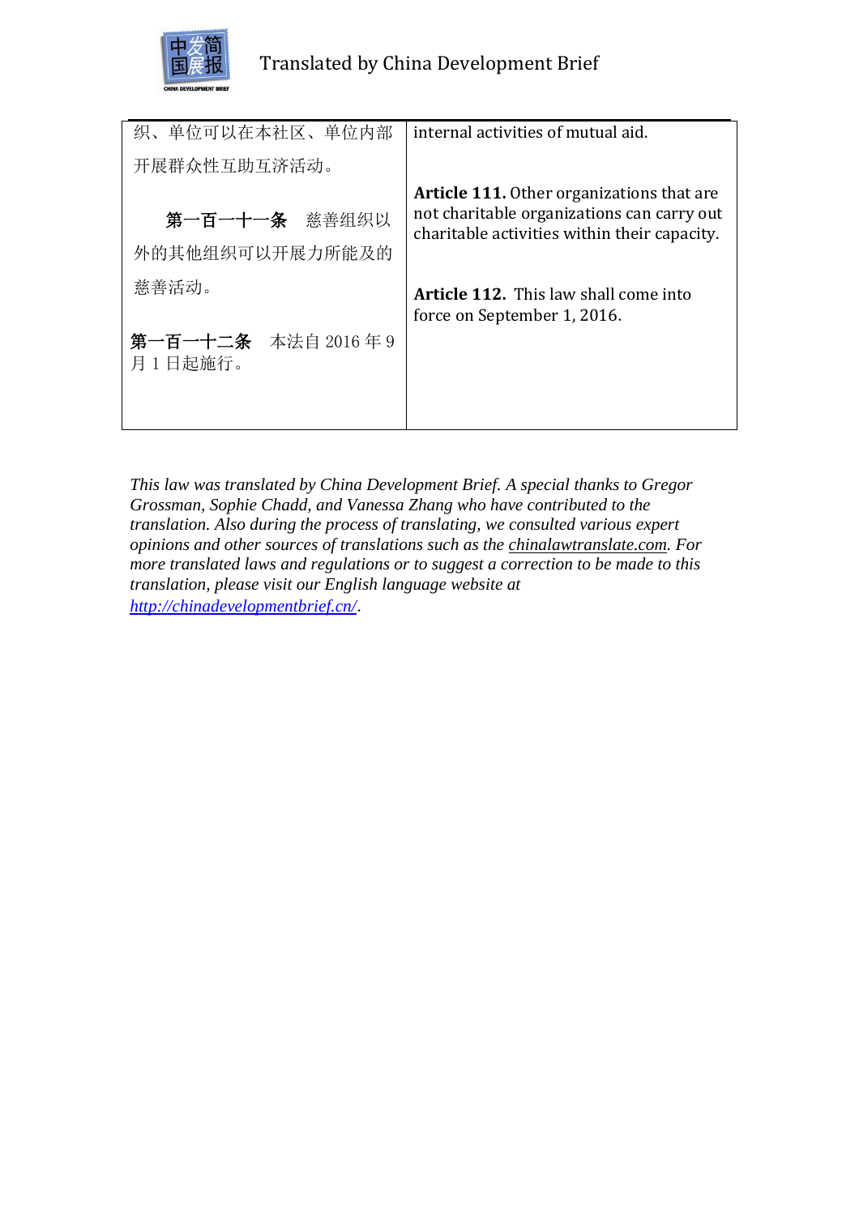| | |
|---|---|
| 织、单位可以在本社区、单位内部开展群众性互助互济活动。 | internal activities of mutual aid. |
| **第一百一十一条** 慈善组织以外的其他组织可以开展力所能及的慈善活动。 | **Article 111.** Other organizations that are not charitable organizations can carry out charitable activities within their capacity. |
| **第一百一十二条** 本法自 2016 年 9 月 1 日起施行。 | **Article 112.** This law shall come into force on September 1, 2016. |

*This law was translated by China Development Brief. A special thanks to Gregor Grossman, Sophie Chadd, and Vanessa Zhang who have contributed to the translation. Also during the process of translating, we consulted various expert opinions and other sources of translations such as the chinalawtranslate.com. For more translated laws and regulations or to suggest a correction to be made to this translation, please visit our English language website at http://chinadevelopmentbrief.cn/.*